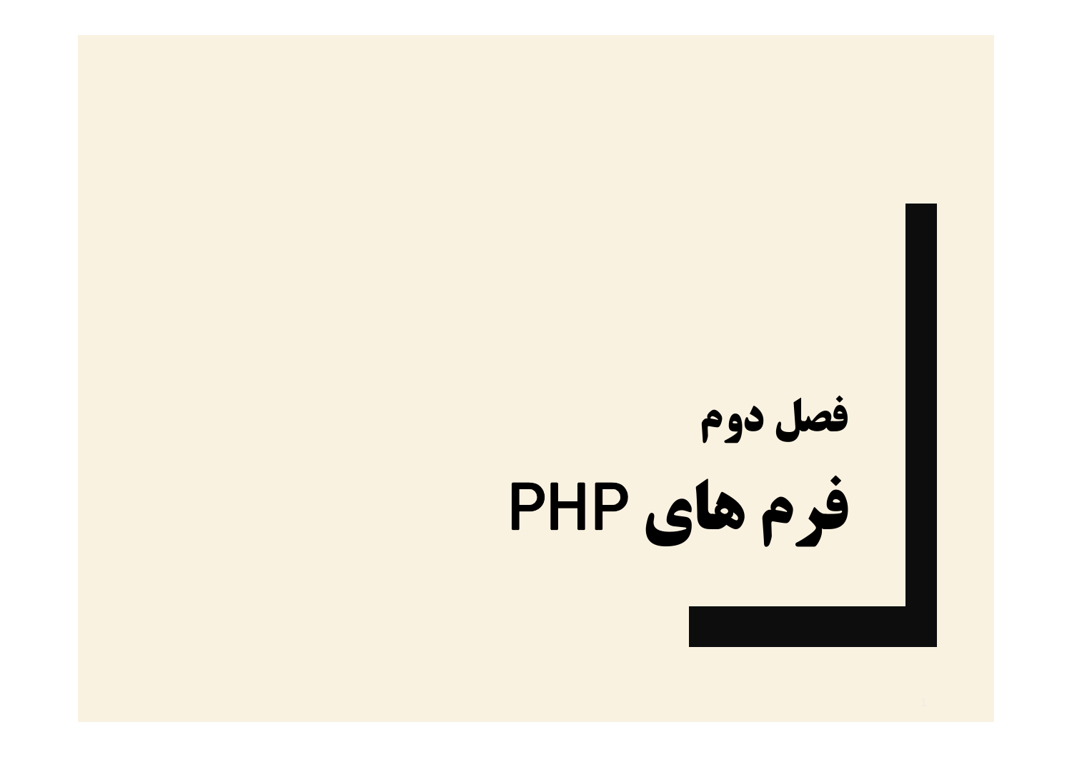## فصل دوم

# فرم های PHP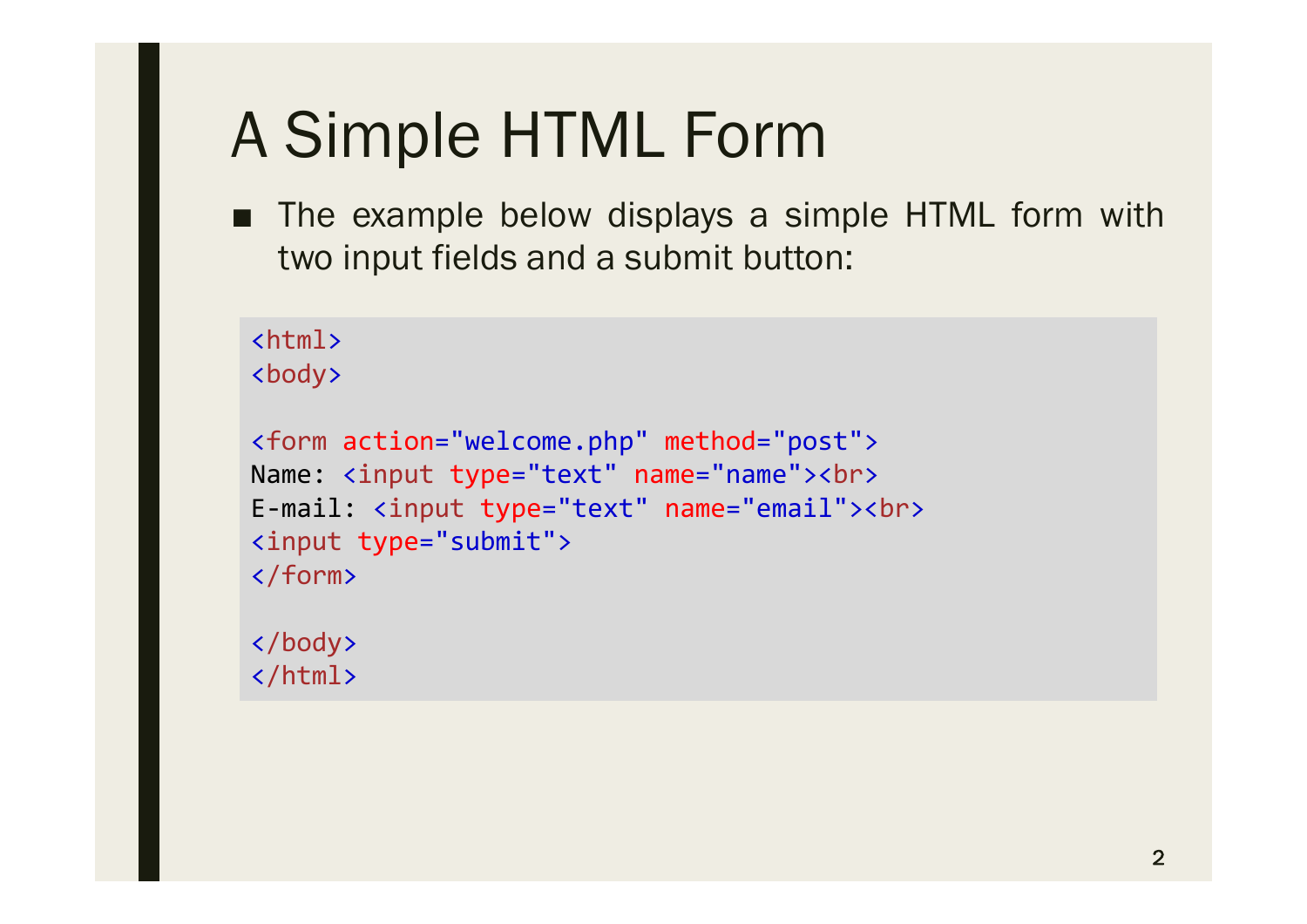# A Simple HTML Form

- The example below displays a simple HTML form with two input fields and a submit button:

```
<html>
<body>

<form action="welcome.php" method="post">
Name: <input type="text" name="name"><br>
E-mail: <input type="text" name="email"><br>
<input type="submit">
</form>

</body>
</html>
```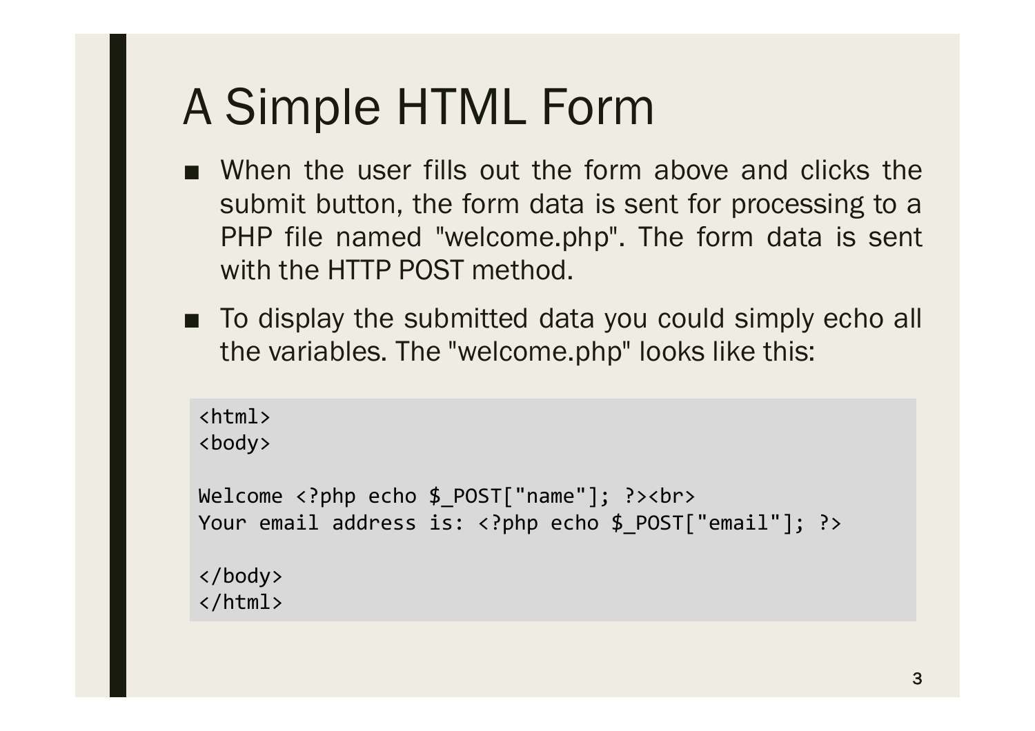# A Simple HTML Form

- When the user fills out the form above and clicks the submit button, the form data is sent for processing to a PHP file named "welcome.php". The form data is sent with the HTTP POST method.
- To display the submitted data you could simply echo all the variables. The "welcome.php" looks like this:

```
<html>
<body>

Welcome <?php echo $_POST["name"]; ?><br>
Your email address is: <?php echo $_POST["email"]; ?>

</body>
</html>
```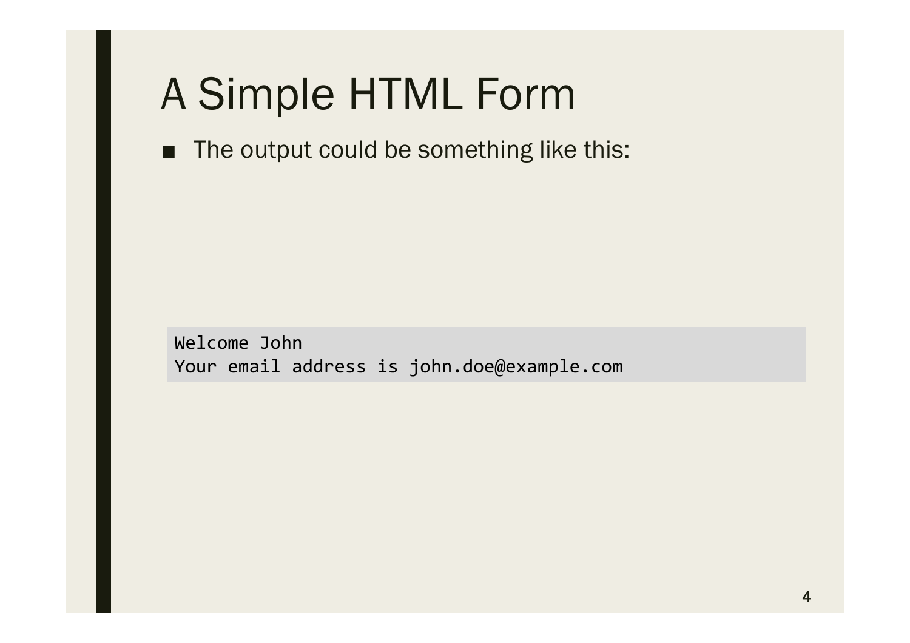# A Simple HTML Form

- The output could be something like this:

```
Welcome John
Your email address is john.doe@example.com
```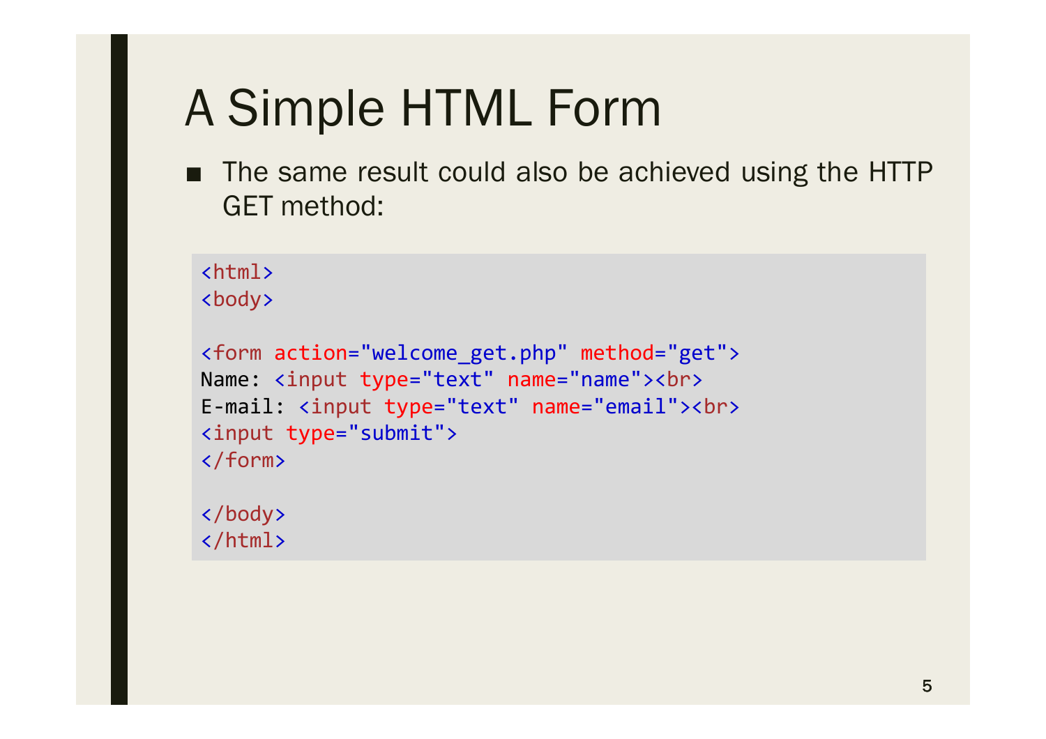# A Simple HTML Form

- The same result could also be achieved using the HTTP GET method:

```
<html>
<body>

<form action="welcome_get.php" method="get">
Name: <input type="text" name="name"><br>
E-mail: <input type="text" name="email"><br>
<input type="submit">
</form>

</body>
</html>
```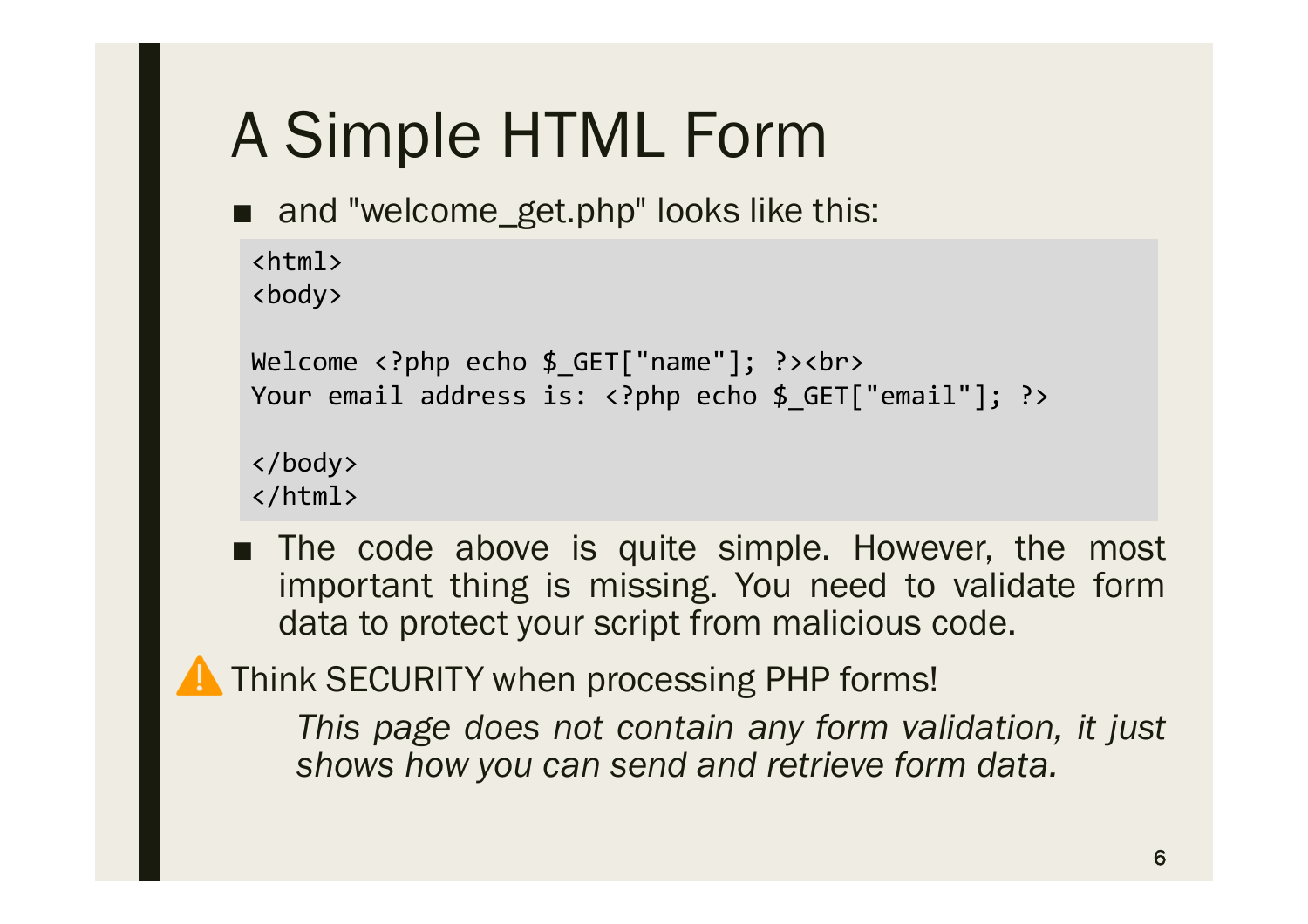# A Simple HTML Form

- and "welcome_get.php" looks like this:

```
<html>
<body>

Welcome <?php echo $_GET["name"]; ?><br>
Your email address is: <?php echo $_GET["email"]; ?>

</body>
</html>
```

- The code above is quite simple. However, the most important thing is missing. You need to validate form data to protect your script from malicious code.

⚠ Think SECURITY when processing PHP forms!

*This page does not contain any form validation, it just shows how you can send and retrieve form data.*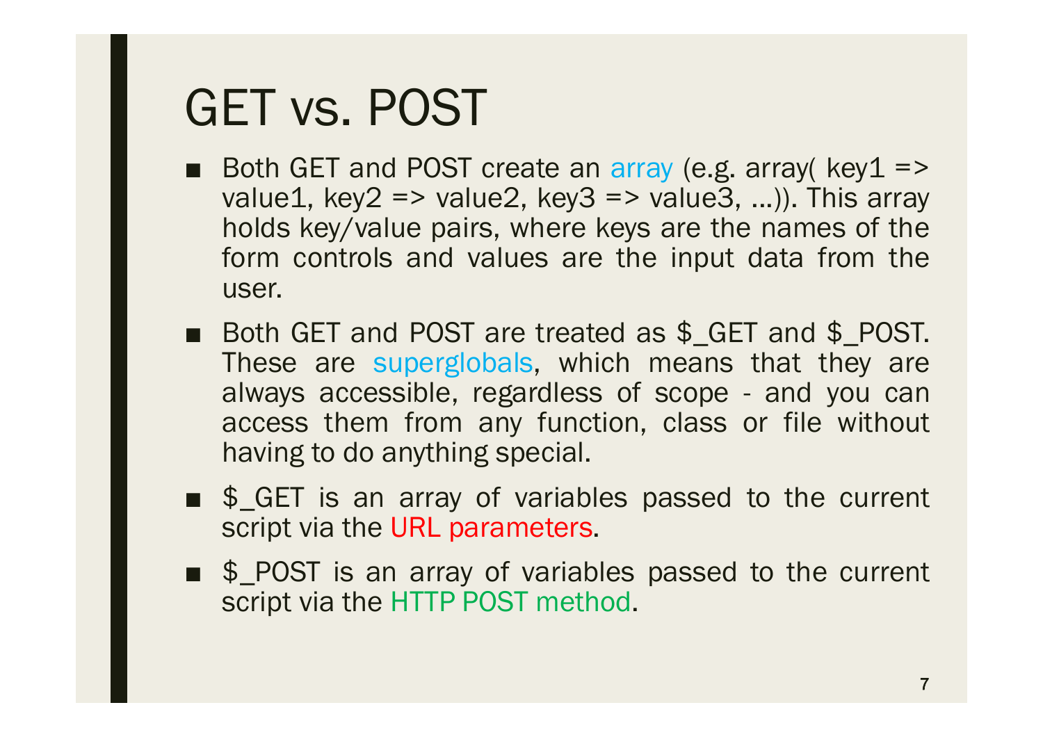# GET vs. POST

- Both GET and POST create an array (e.g. array( key1 => value1, key2 => value2, key3 => value3, ...)). This array holds key/value pairs, where keys are the names of the form controls and values are the input data from the user.
- Both GET and POST are treated as $_GET and $_POST. These are superglobals, which means that they are always accessible, regardless of scope - and you can access them from any function, class or file without having to do anything special.
- $_GET is an array of variables passed to the current script via the URL parameters.
- $_POST is an array of variables passed to the current script via the HTTP POST method.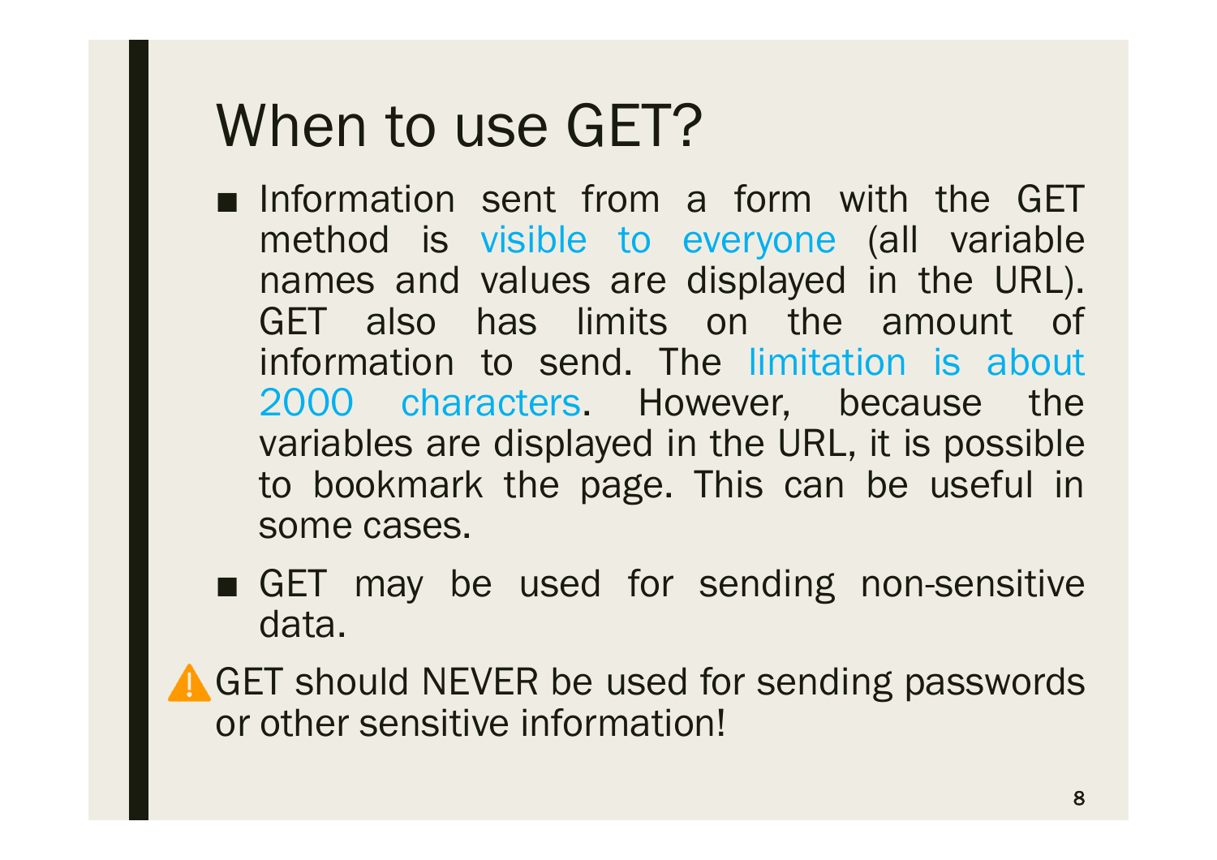# When to use GET?

- Information sent from a form with the GET method is visible to everyone (all variable names and values are displayed in the URL). GET also has limits on the amount of information to send. The limitation is about 2000 characters. However, because the variables are displayed in the URL, it is possible to bookmark the page. This can be useful in some cases.
- GET may be used for sending non-sensitive data.

⚠️ GET should NEVER be used for sending passwords or other sensitive information!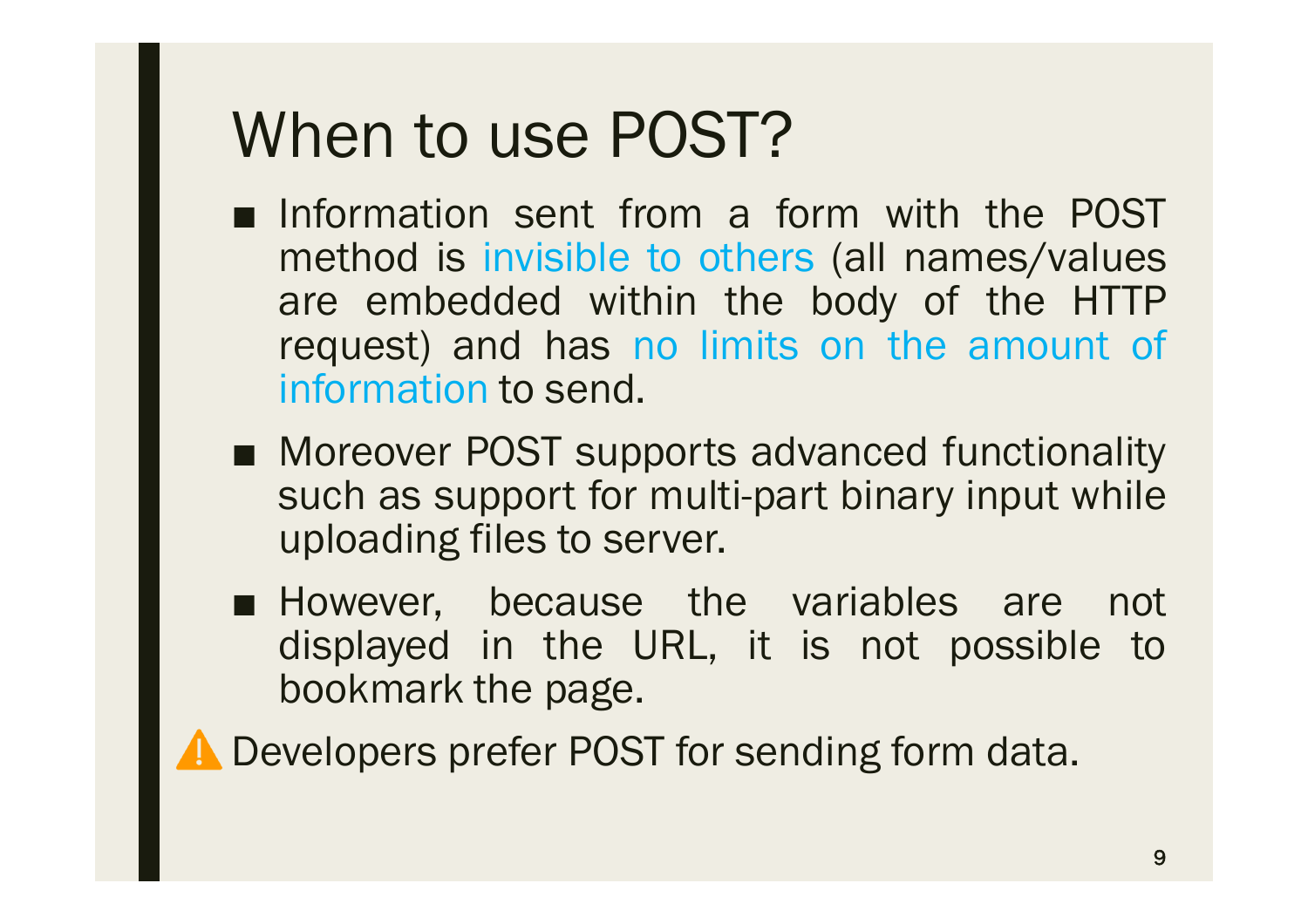# When to use POST?

- Information sent from a form with the POST method is invisible to others (all names/values are embedded within the body of the HTTP request) and has no limits on the amount of information to send.
- Moreover POST supports advanced functionality such as support for multi-part binary input while uploading files to server.
- However, because the variables are not displayed in the URL, it is not possible to bookmark the page.

⚠️ Developers prefer POST for sending form data.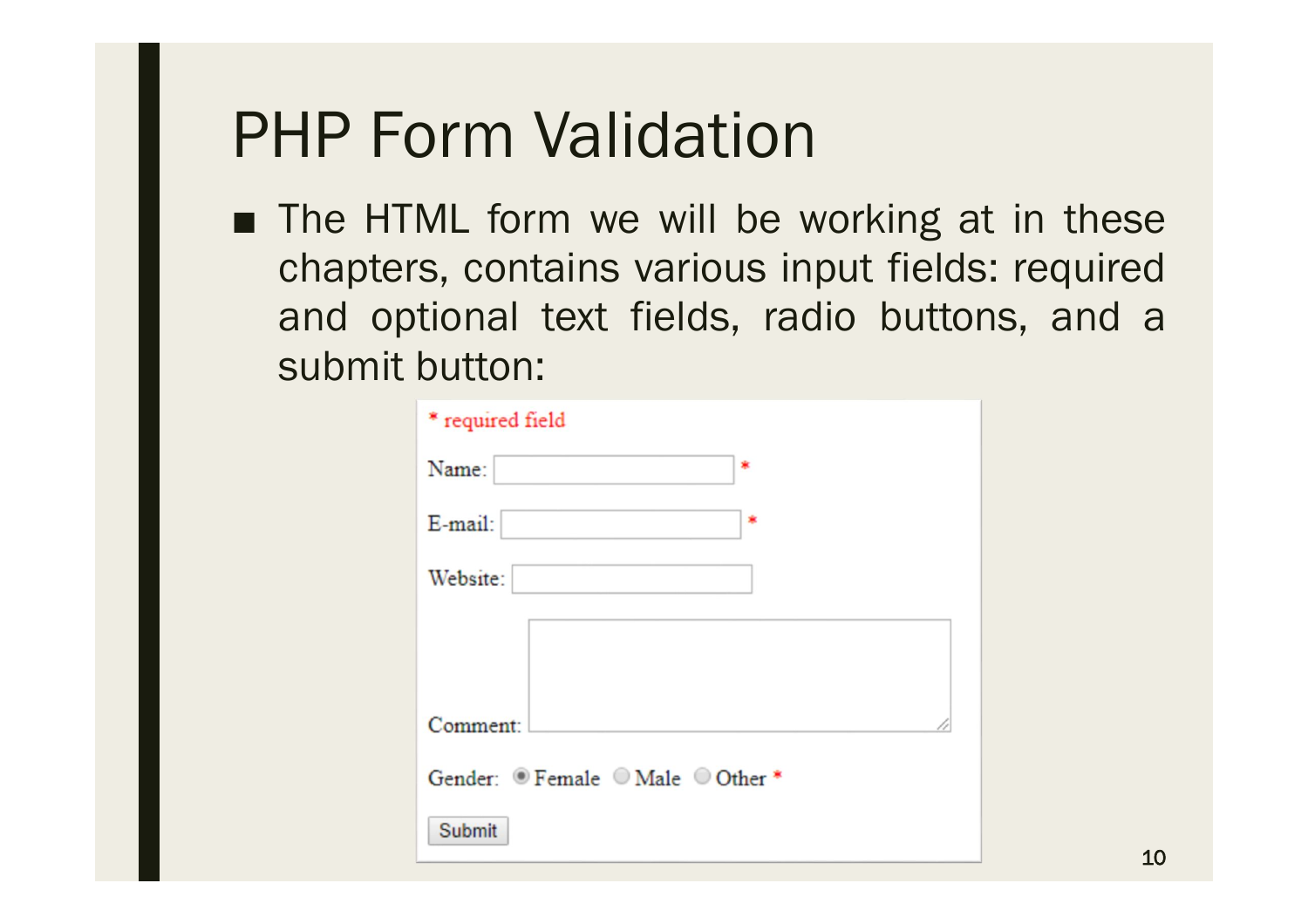# PHP Form Validation

- The HTML form we will be working at in these chapters, contains various input fields: required and optional text fields, radio buttons, and a submit button:

\* required field

Name: [ ] \*

E-mail: [ ] \*

Website: [ ]

Comment: [ ]

Gender: ◉ Female ○ Male ○ Other \*

[Submit]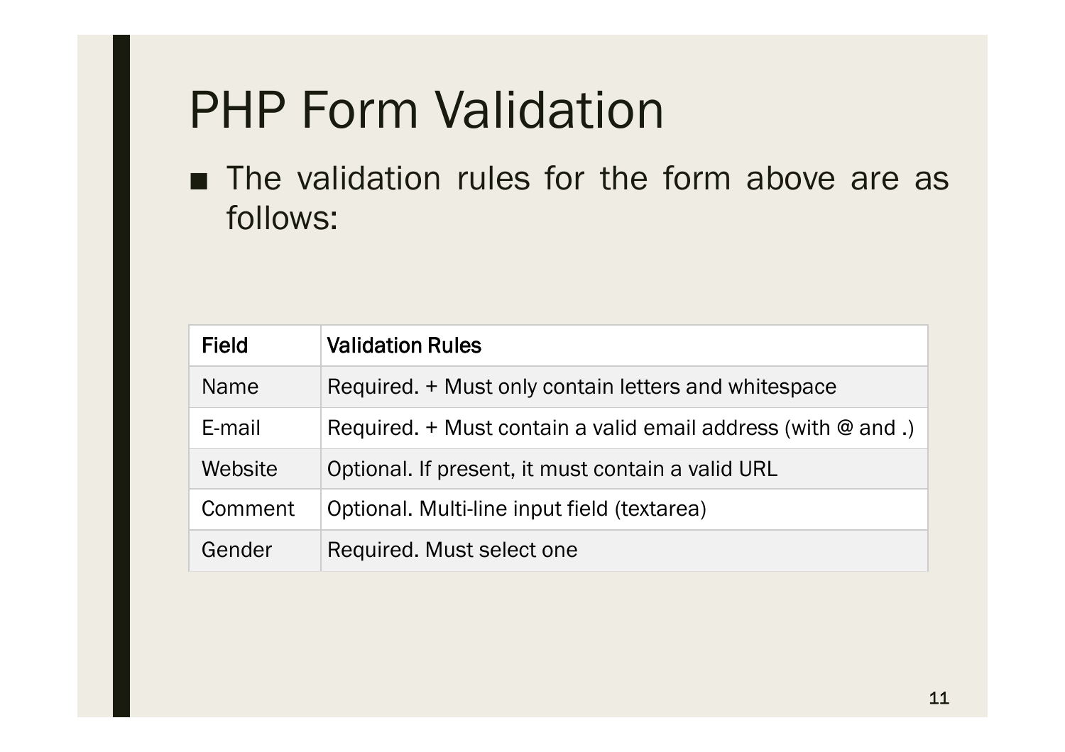# PHP Form Validation

- The validation rules for the form above are as follows:

| Field | Validation Rules |
|---|---|
| Name | Required. + Must only contain letters and whitespace |
| E-mail | Required. + Must contain a valid email address (with @ and .) |
| Website | Optional. If present, it must contain a valid URL |
| Comment | Optional. Multi-line input field (textarea) |
| Gender | Required. Must select one |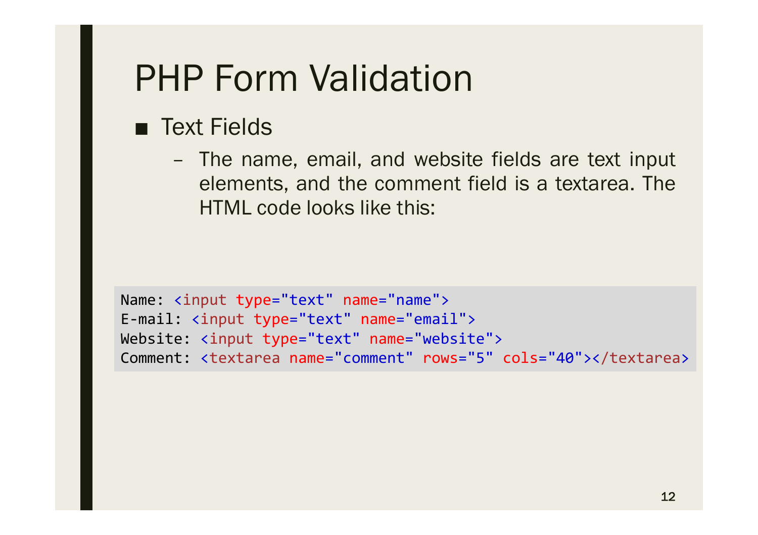# PHP Form Validation

- Text Fields
  - The name, email, and website fields are text input elements, and the comment field is a textarea. The HTML code looks like this:

```
Name: <input type="text" name="name">
E-mail: <input type="text" name="email">
Website: <input type="text" name="website">
Comment: <textarea name="comment" rows="5" cols="40"></textarea>
```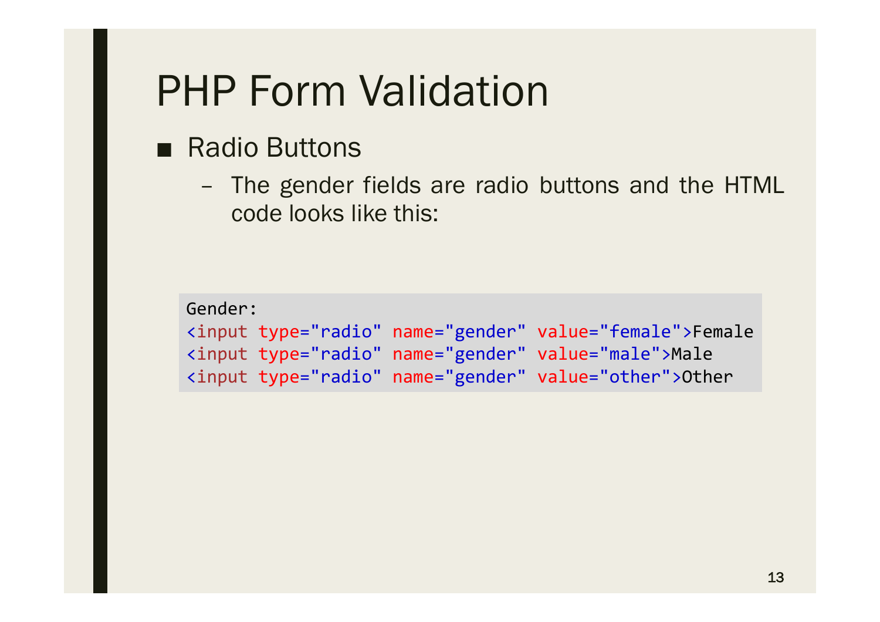# PHP Form Validation

- Radio Buttons
  - The gender fields are radio buttons and the HTML code looks like this:

```
Gender:
<input type="radio" name="gender" value="female">Female
<input type="radio" name="gender" value="male">Male
<input type="radio" name="gender" value="other">Other
```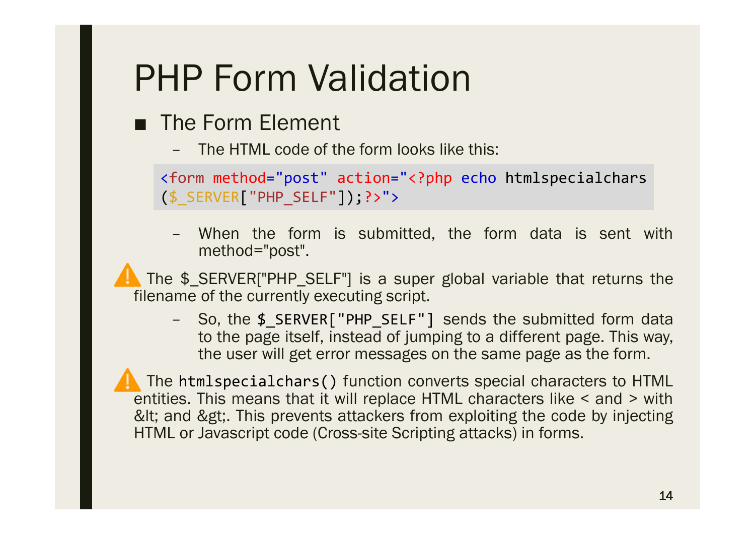# PHP Form Validation

- The Form Element
  - The HTML code of the form looks like this:

```
<form method="post" action="<?php echo htmlspecialchars
($_SERVER["PHP_SELF"]);?>">
```

  - When the form is submitted, the form data is sent with method="post".

⚠ The $_SERVER["PHP_SELF"] is a super global variable that returns the filename of the currently executing script.

  - So, the `$_SERVER["PHP_SELF"]` sends the submitted form data to the page itself, instead of jumping to a different page. This way, the user will get error messages on the same page as the form.

⚠ The `htmlspecialchars()` function converts special characters to HTML entities. This means that it will replace HTML characters like < and > with &lt; and &gt;. This prevents attackers from exploiting the code by injecting HTML or Javascript code (Cross-site Scripting attacks) in forms.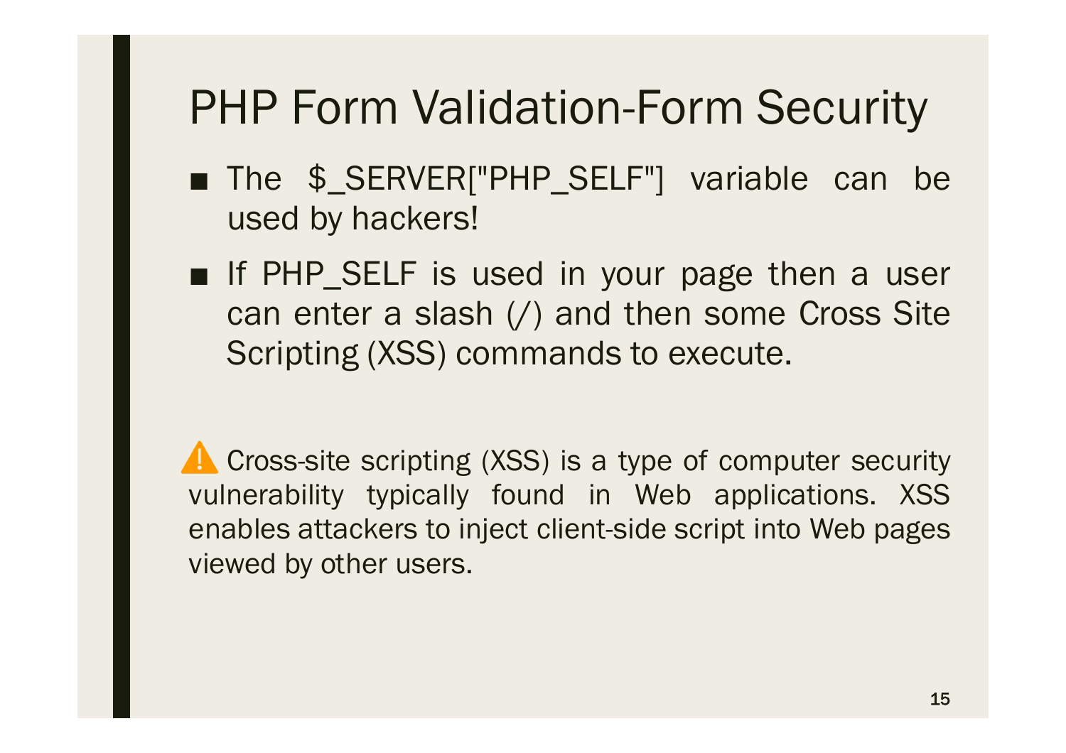# PHP Form Validation-Form Security

- The $_SERVER["PHP_SELF"] variable can be used by hackers!
- If PHP_SELF is used in your page then a user can enter a slash (/) and then some Cross Site Scripting (XSS) commands to execute.

⚠️ Cross-site scripting (XSS) is a type of computer security vulnerability typically found in Web applications. XSS enables attackers to inject client-side script into Web pages viewed by other users.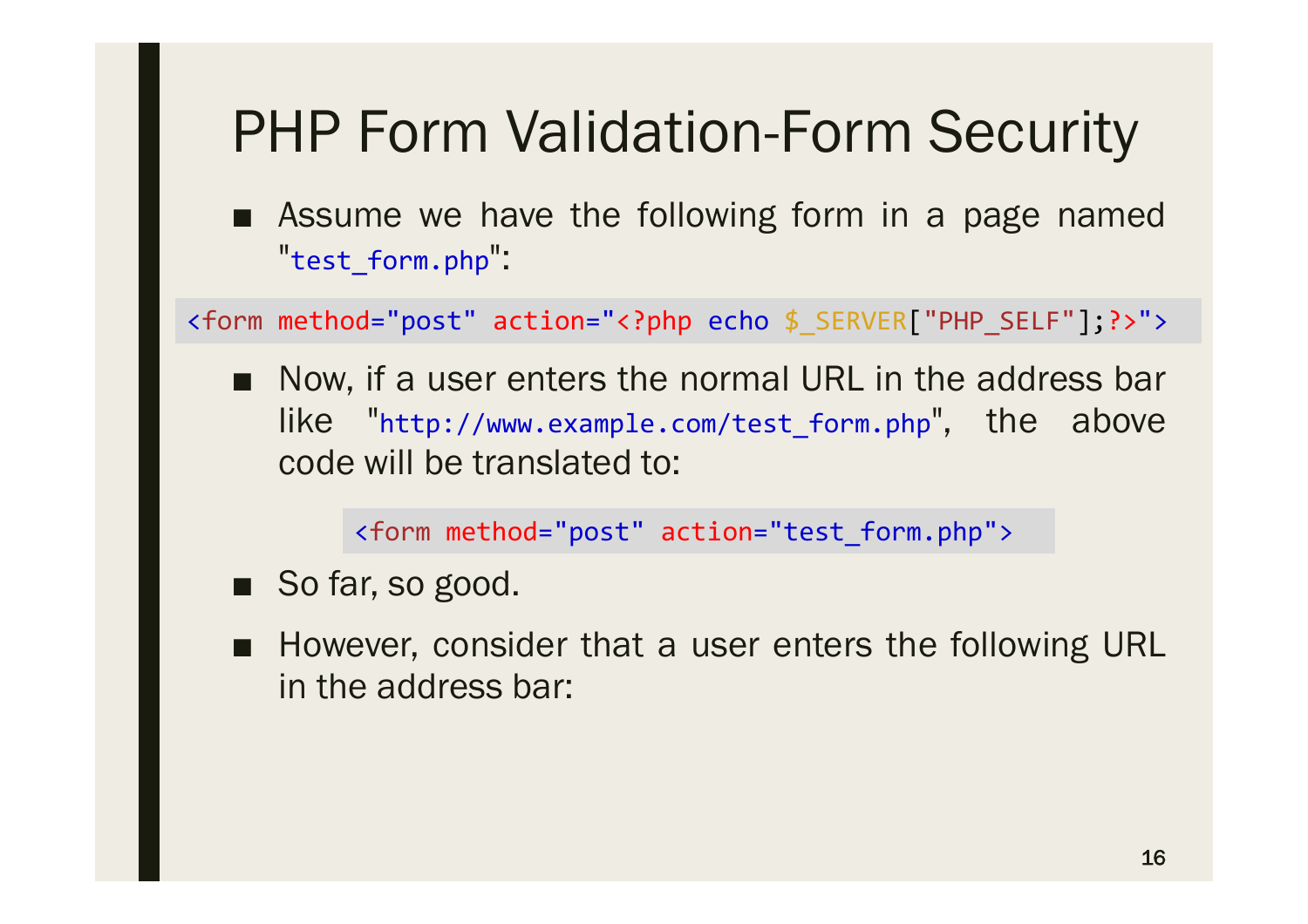# PHP Form Validation-Form Security

- Assume we have the following form in a page named "`test_form.php`":

```
<form method="post" action="<?php echo $_SERVER["PHP_SELF"];?>">
```

- Now, if a user enters the normal URL in the address bar like "`http://www.example.com/test_form.php`", the above code will be translated to:

```
<form method="post" action="test_form.php">
```

- So far, so good.
- However, consider that a user enters the following URL in the address bar: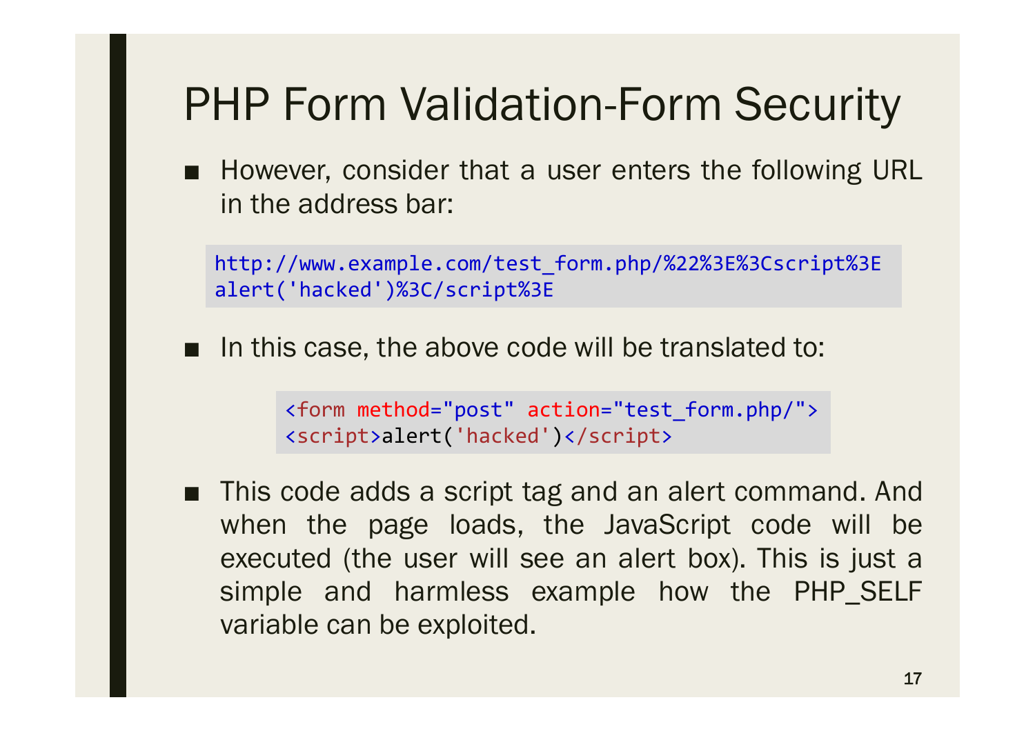# PHP Form Validation-Form Security

- However, consider that a user enters the following URL in the address bar:

```
http://www.example.com/test_form.php/%22%3E%3Cscript%3E
alert('hacked')%3C/script%3E
```

- In this case, the above code will be translated to:

```
<form method="post" action="test_form.php/">
<script>alert('hacked')</script>
```

- This code adds a script tag and an alert command. And when the page loads, the JavaScript code will be executed (the user will see an alert box). This is just a simple and harmless example how the PHP_SELF variable can be exploited.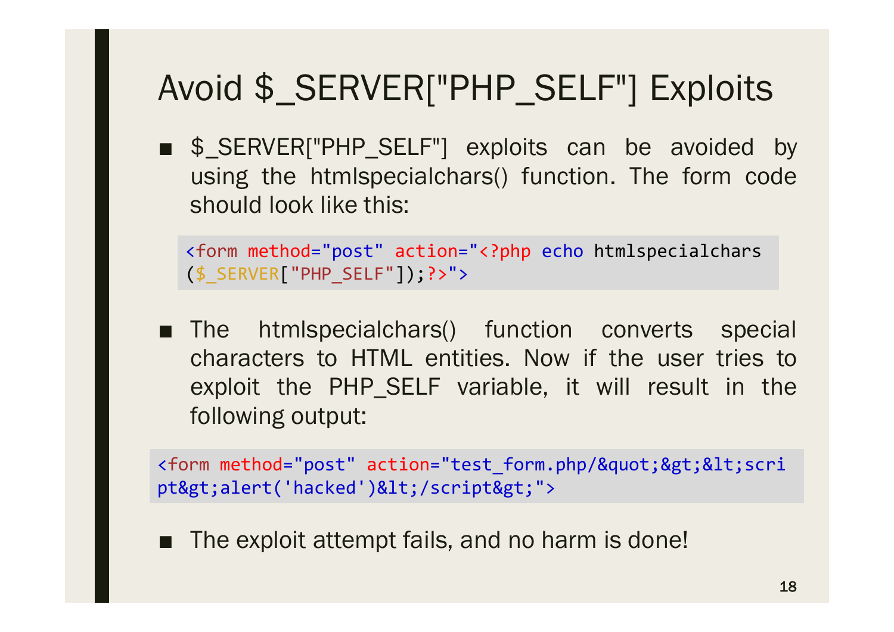# Avoid $_SERVER["PHP_SELF"] Exploits

- $_SERVER["PHP_SELF"] exploits can be avoided by using the htmlspecialchars() function. The form code should look like this:

```
<form method="post" action="<?php echo htmlspecialchars
($_SERVER["PHP_SELF"]);?>">
```

- The htmlspecialchars() function converts special characters to HTML entities. Now if the user tries to exploit the PHP_SELF variable, it will result in the following output:

```
<form method="post" action="test_form.php/&quot;&gt;&lt;scri
pt&gt;alert('hacked')&lt;/script&gt;">
```

- The exploit attempt fails, and no harm is done!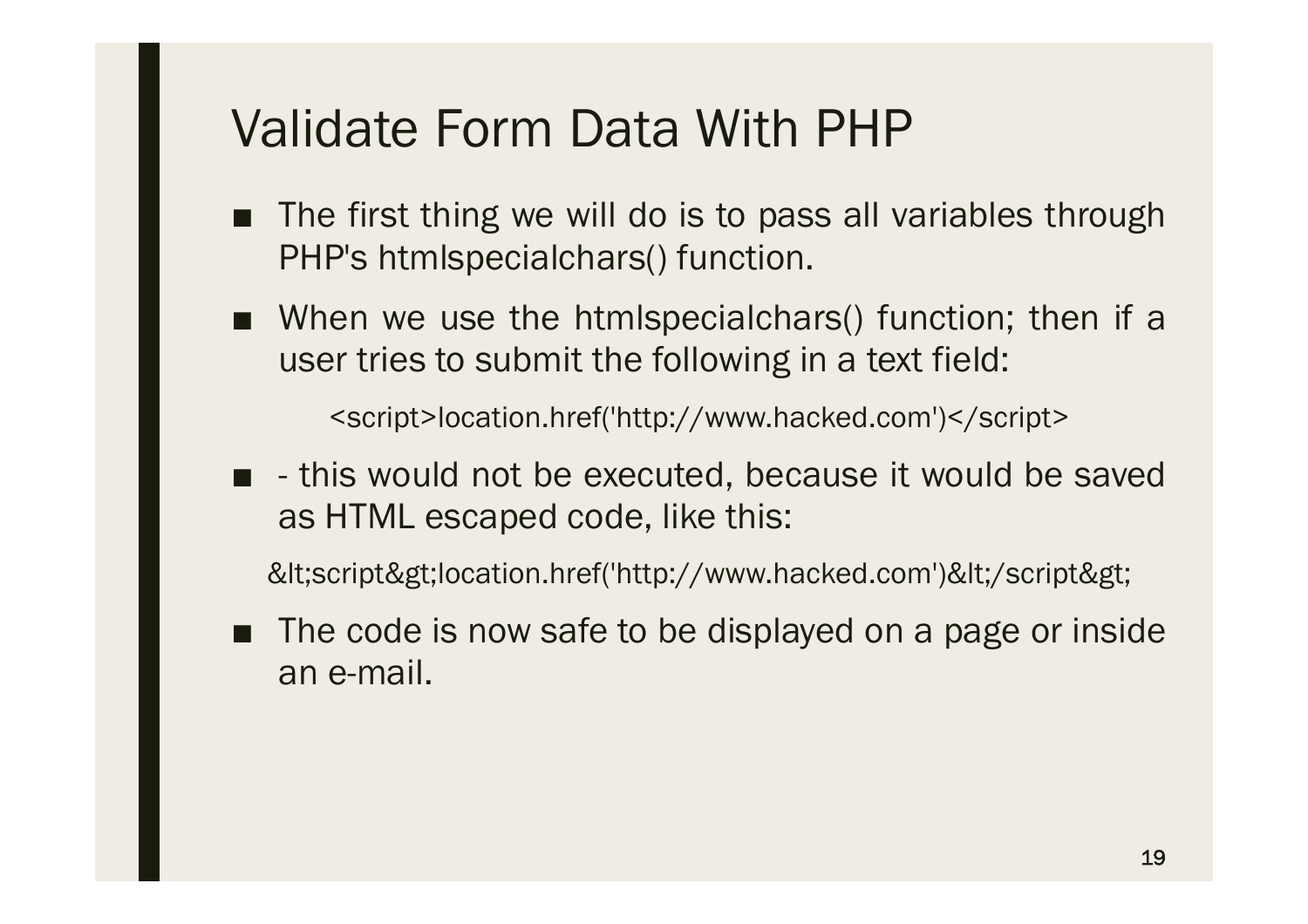# Validate Form Data With PHP

- The first thing we will do is to pass all variables through PHP's htmlspecialchars() function.
- When we use the htmlspecialchars() function; then if a user tries to submit the following in a text field:

```
<script>location.href('http://www.hacked.com')</script>
```

- \- this would not be executed, because it would be saved as HTML escaped code, like this:

```
&lt;script&gt;location.href('http://www.hacked.com')&lt;/script&gt;
```

- The code is now safe to be displayed on a page or inside an e-mail.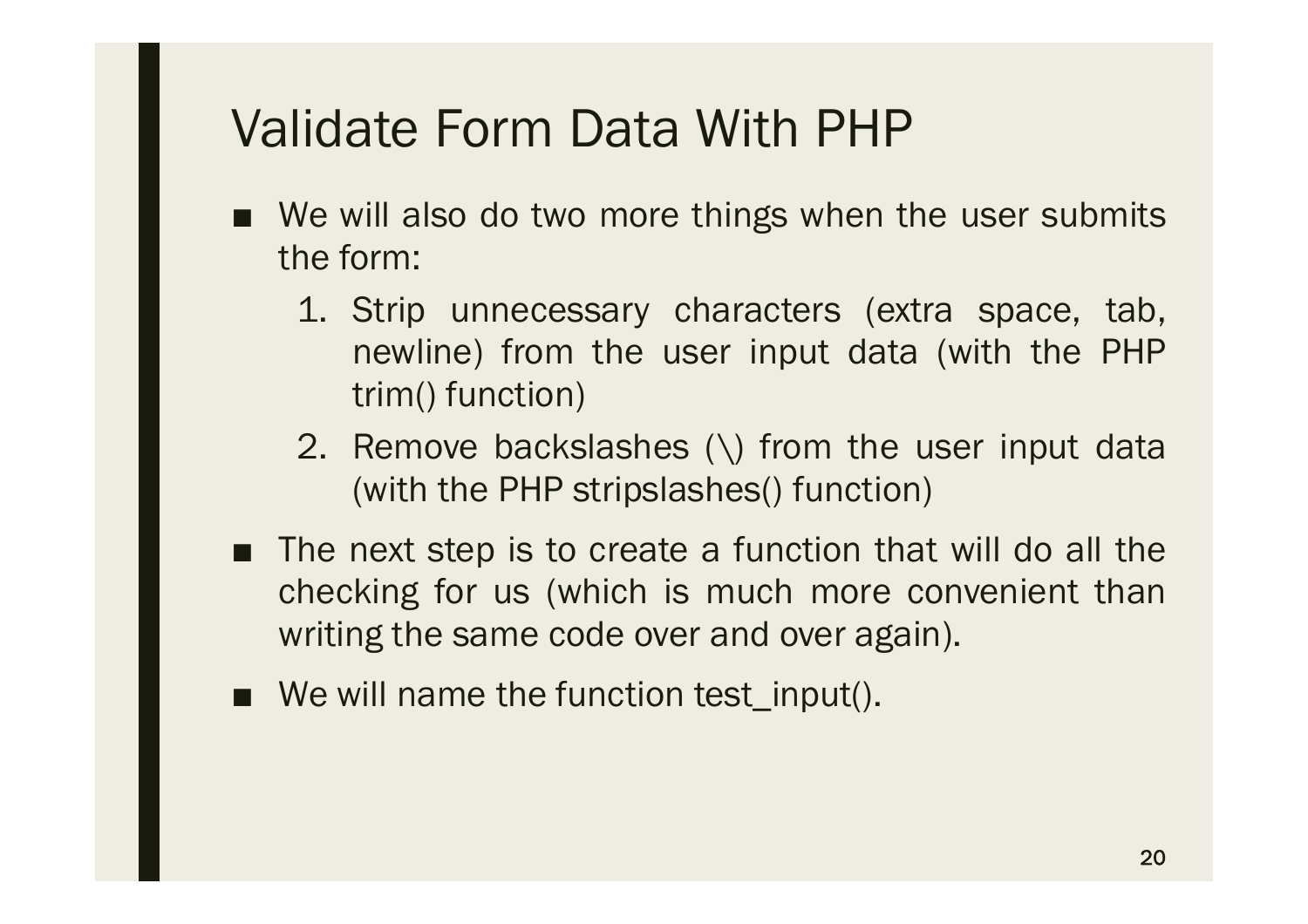# Validate Form Data With PHP

- We will also do two more things when the user submits the form:
  1. Strip unnecessary characters (extra space, tab, newline) from the user input data (with the PHP trim() function)
  2. Remove backslashes (\) from the user input data (with the PHP stripslashes() function)
- The next step is to create a function that will do all the checking for us (which is much more convenient than writing the same code over and over again).
- We will name the function test_input().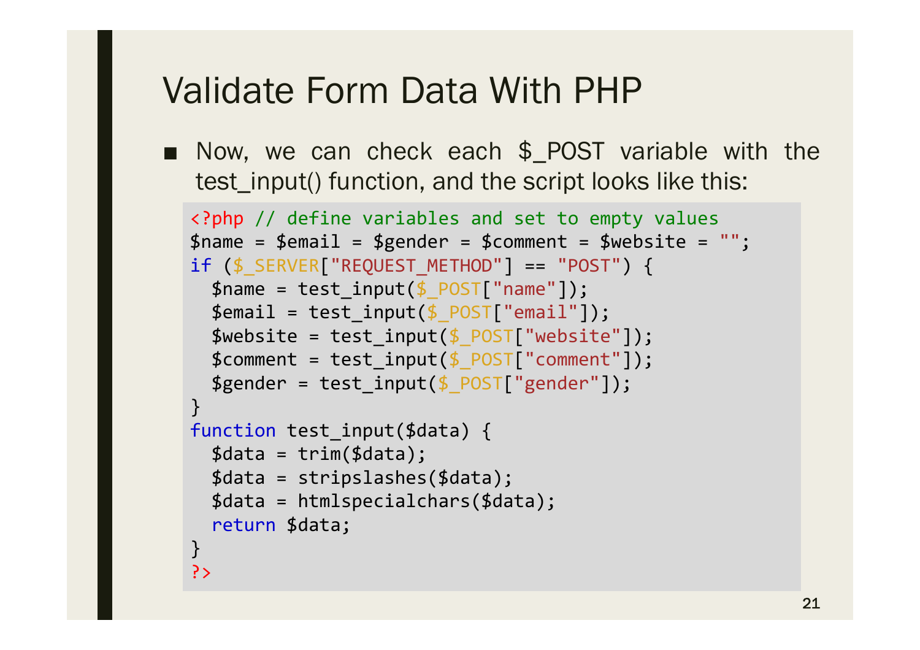# Validate Form Data With PHP

- Now, we can check each $_POST variable with the test_input() function, and the script looks like this:

```
<?php // define variables and set to empty values
$name = $email = $gender = $comment = $website = "";
if ($_SERVER["REQUEST_METHOD"] == "POST") {
  $name = test_input($_POST["name"]);
  $email = test_input($_POST["email"]);
  $website = test_input($_POST["website"]);
  $comment = test_input($_POST["comment"]);
  $gender = test_input($_POST["gender"]);
}
function test_input($data) {
  $data = trim($data);
  $data = stripslashes($data);
  $data = htmlspecialchars($data);
  return $data;
}
?>
```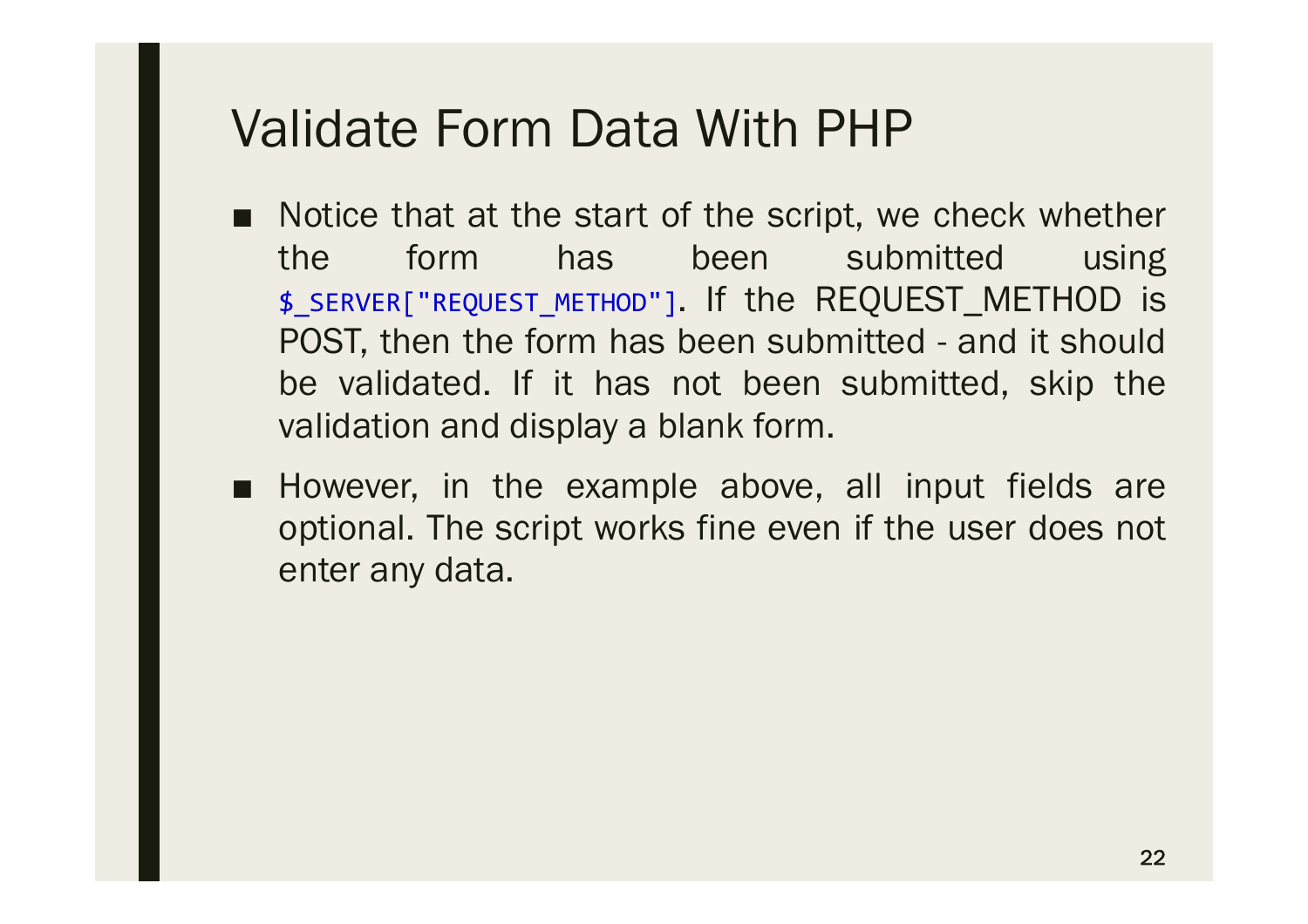# Validate Form Data With PHP

- Notice that at the start of the script, we check whether the form has been submitted using `$_SERVER["REQUEST_METHOD"]`. If the REQUEST_METHOD is POST, then the form has been submitted - and it should be validated. If it has not been submitted, skip the validation and display a blank form.
- However, in the example above, all input fields are optional. The script works fine even if the user does not enter any data.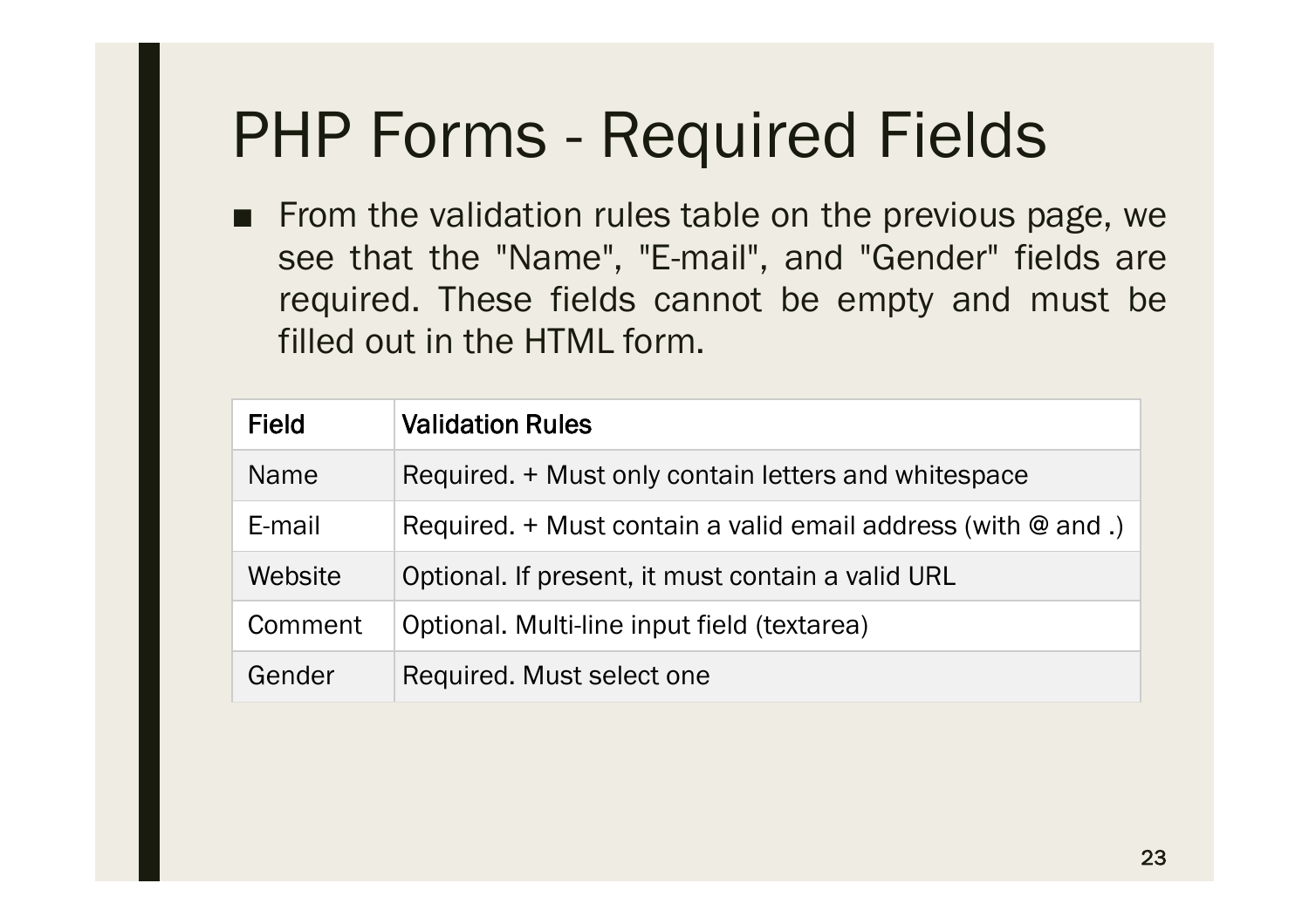# PHP Forms - Required Fields

- From the validation rules table on the previous page, we see that the "Name", "E-mail", and "Gender" fields are required. These fields cannot be empty and must be filled out in the HTML form.

| Field | Validation Rules |
|---|---|
| Name | Required. + Must only contain letters and whitespace |
| E-mail | Required. + Must contain a valid email address (with @ and .) |
| Website | Optional. If present, it must contain a valid URL |
| Comment | Optional. Multi-line input field (textarea) |
| Gender | Required. Must select one |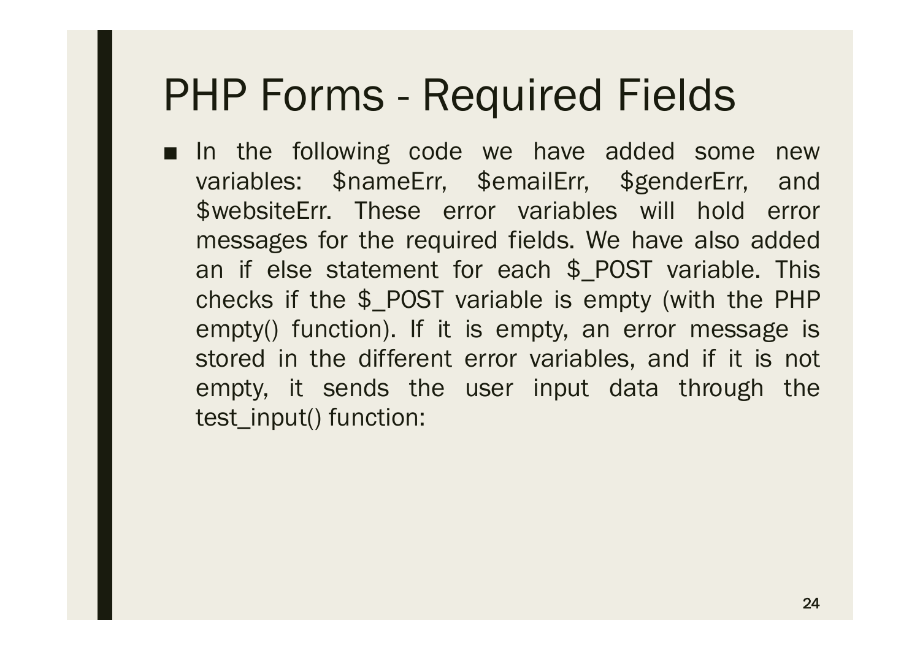# PHP Forms - Required Fields

- In the following code we have added some new variables: $nameErr, $emailErr, $genderErr, and $websiteErr. These error variables will hold error messages for the required fields. We have also added an if else statement for each $_POST variable. This checks if the $_POST variable is empty (with the PHP empty() function). If it is empty, an error message is stored in the different error variables, and if it is not empty, it sends the user input data through the test_input() function: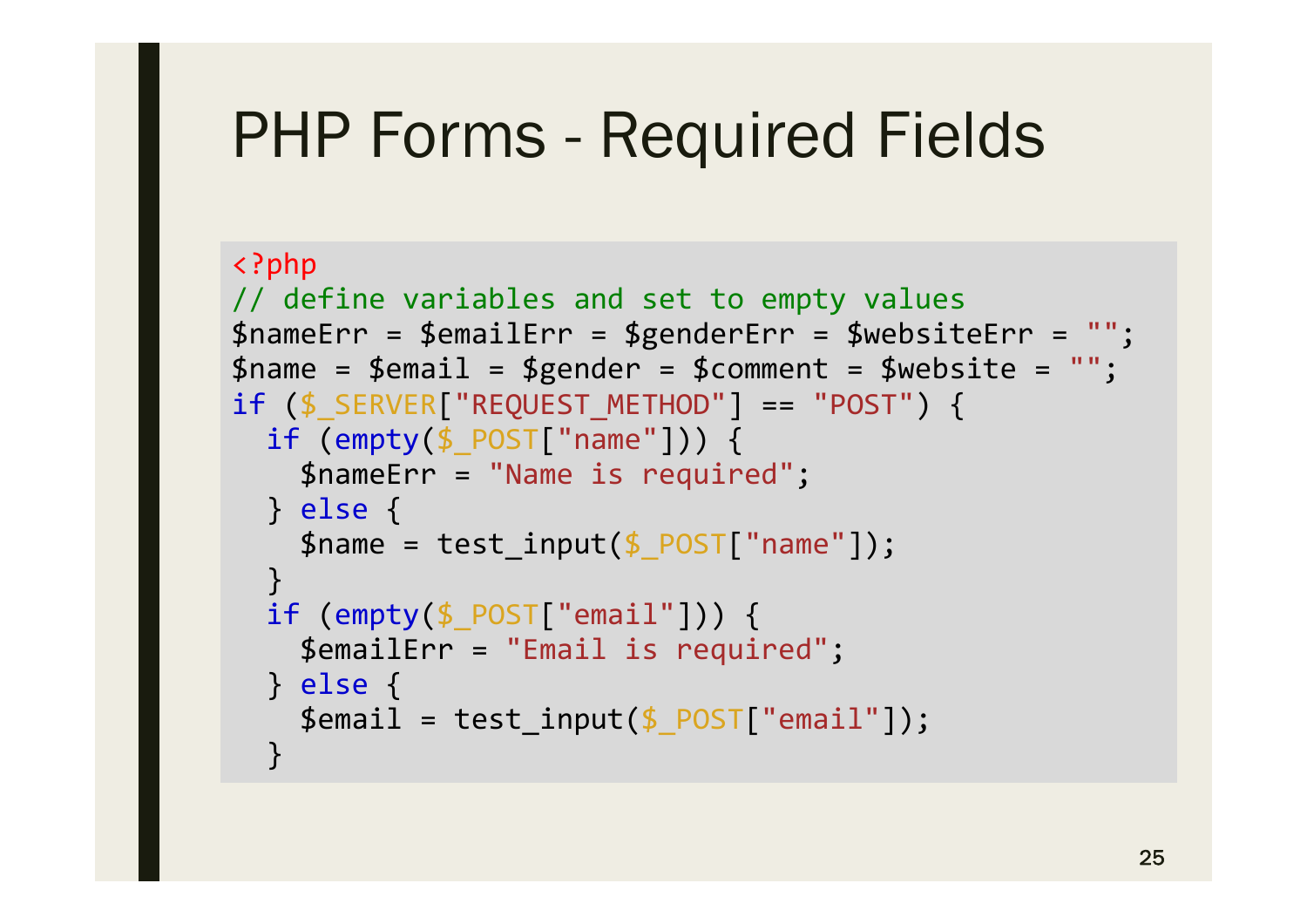# PHP Forms - Required Fields

```php
<?php
// define variables and set to empty values
$nameErr = $emailErr = $genderErr = $websiteErr = "";
$name = $email = $gender = $comment = $website = "";
if ($_SERVER["REQUEST_METHOD"] == "POST") {
  if (empty($_POST["name"])) {
    $nameErr = "Name is required";
  } else {
    $name = test_input($_POST["name"]);
  }
  if (empty($_POST["email"])) {
    $emailErr = "Email is required";
  } else {
    $email = test_input($_POST["email"]);
  }
```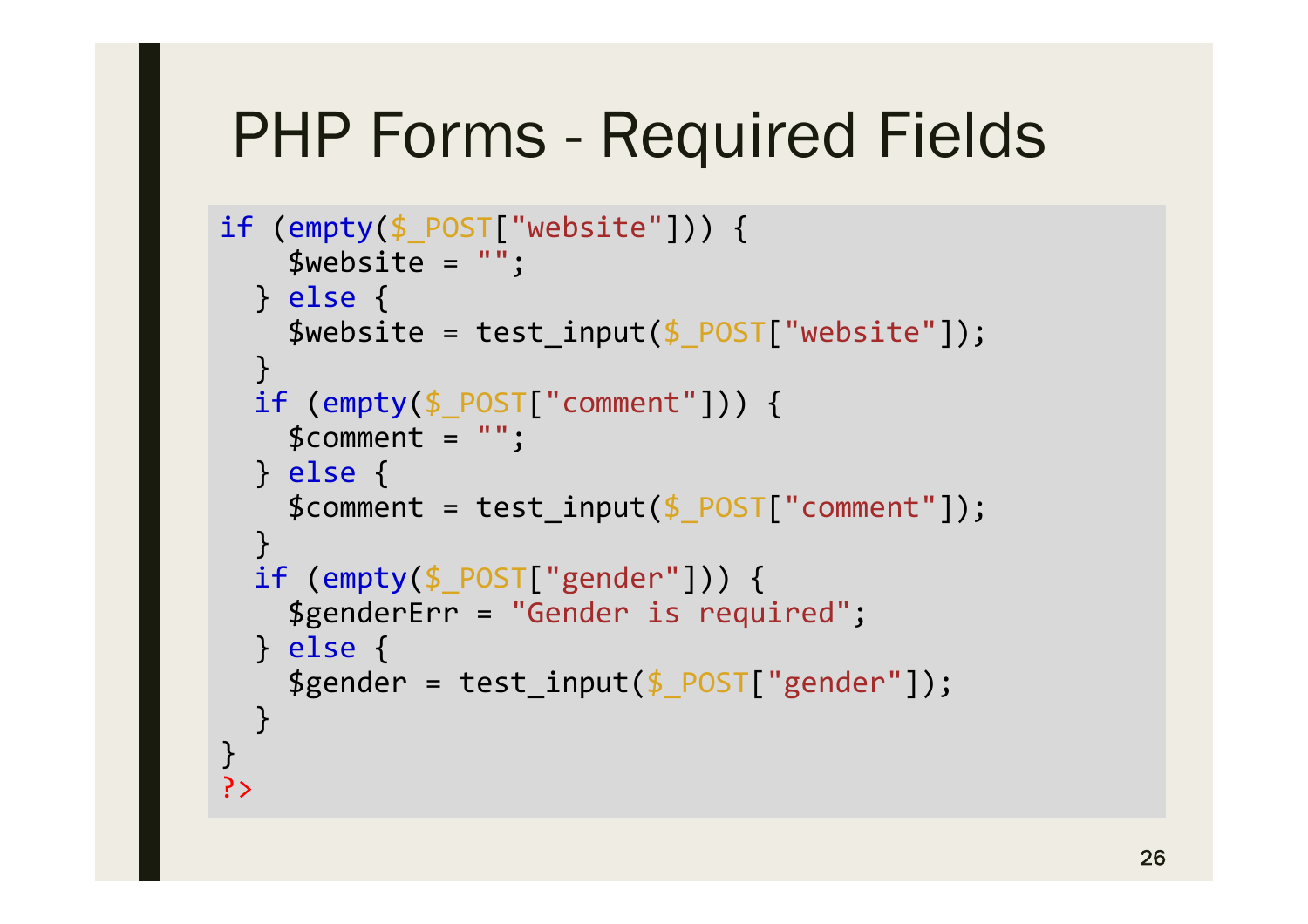# PHP Forms - Required Fields

```
if (empty($_POST["website"])) {
    $website = "";
  } else {
    $website = test_input($_POST["website"]);
  }
  if (empty($_POST["comment"])) {
    $comment = "";
  } else {
    $comment = test_input($_POST["comment"]);
  }
  if (empty($_POST["gender"])) {
    $genderErr = "Gender is required";
  } else {
    $gender = test_input($_POST["gender"]);
  }
}
?>
```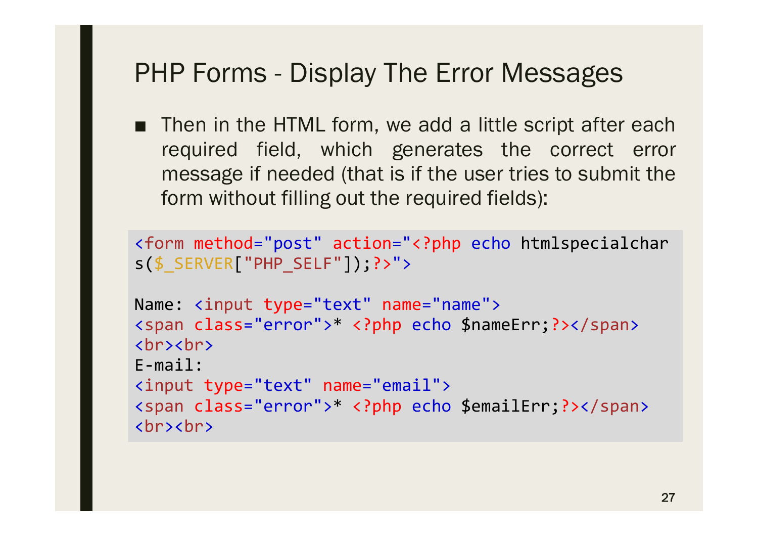# PHP Forms - Display The Error Messages

- Then in the HTML form, we add a little script after each required field, which generates the correct error message if needed (that is if the user tries to submit the form without filling out the required fields):

```
<form method="post" action="<?php echo htmlspecialchar
s($_SERVER["PHP_SELF"]);?>">

Name: <input type="text" name="name">
<span class="error">* <?php echo $nameErr;?></span>
<br><br>
E-mail:
<input type="text" name="email">
<span class="error">* <?php echo $emailErr;?></span>
<br><br>
```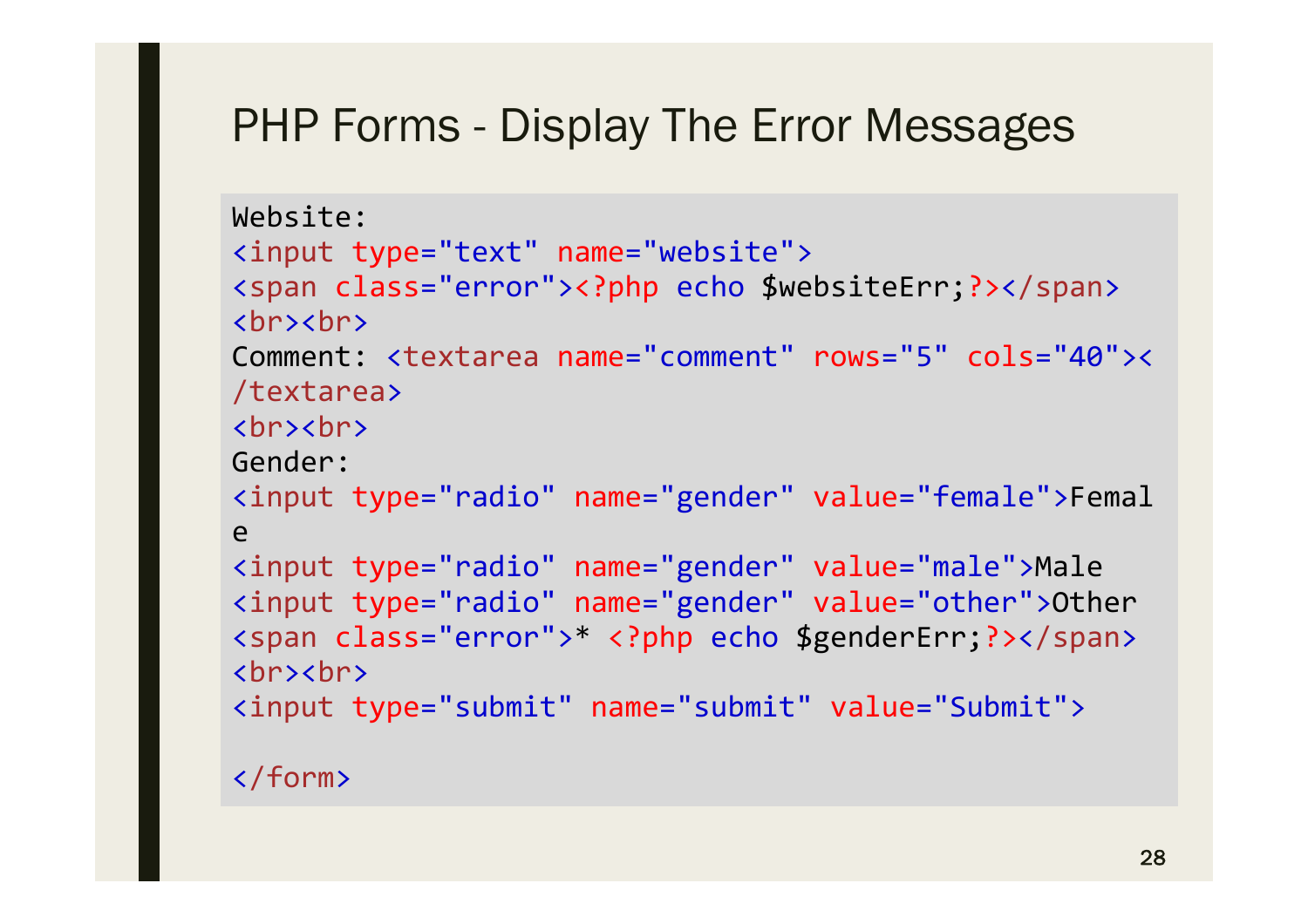# PHP Forms - Display The Error Messages

```
Website:
<input type="text" name="website">
<span class="error"><?php echo $websiteErr;?></span>
<br><br>
Comment: <textarea name="comment" rows="5" cols="40"><
/textarea>
<br><br>
Gender:
<input type="radio" name="gender" value="female">Femal
e
<input type="radio" name="gender" value="male">Male
<input type="radio" name="gender" value="other">Other
<span class="error">* <?php echo $genderErr;?></span>
<br><br>
<input type="submit" name="submit" value="Submit">

</form>
```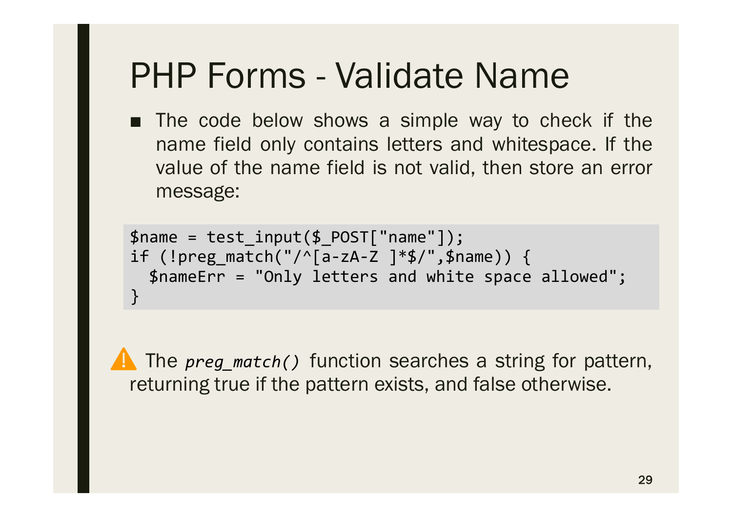# PHP Forms - Validate Name

- The code below shows a simple way to check if the name field only contains letters and whitespace. If the value of the name field is not valid, then store an error message:

```
$name = test_input($_POST["name"]);
if (!preg_match("/^[a-zA-Z ]*$/",$name)) {
  $nameErr = "Only letters and white space allowed";
}
```

⚠️ The *preg_match()* function searches a string for pattern, returning true if the pattern exists, and false otherwise.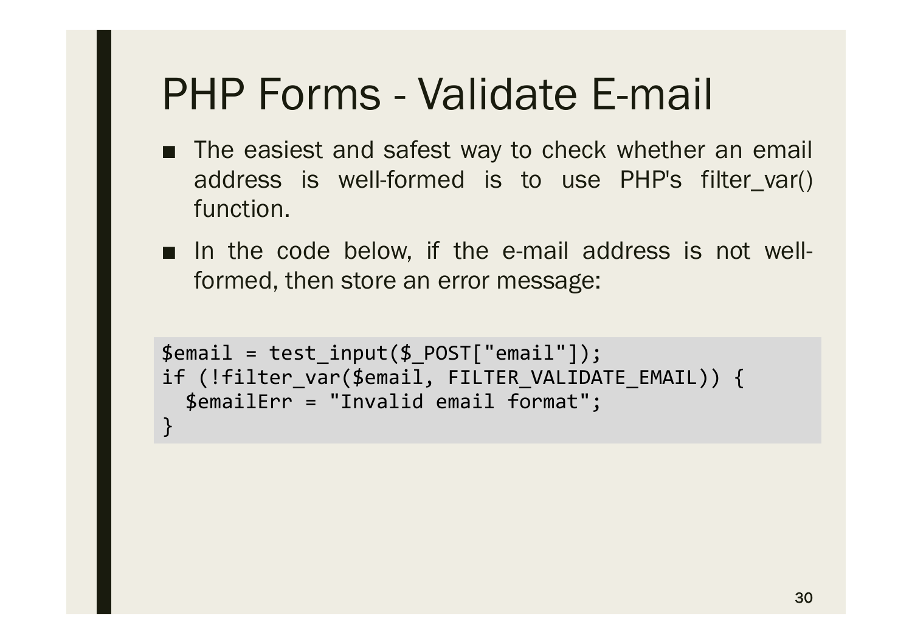# PHP Forms - Validate E-mail

- The easiest and safest way to check whether an email address is well-formed is to use PHP's filter_var() function.
- In the code below, if the e-mail address is not well-formed, then store an error message:

```
$email = test_input($_POST["email"]);
if (!filter_var($email, FILTER_VALIDATE_EMAIL)) {
  $emailErr = "Invalid email format";
}
```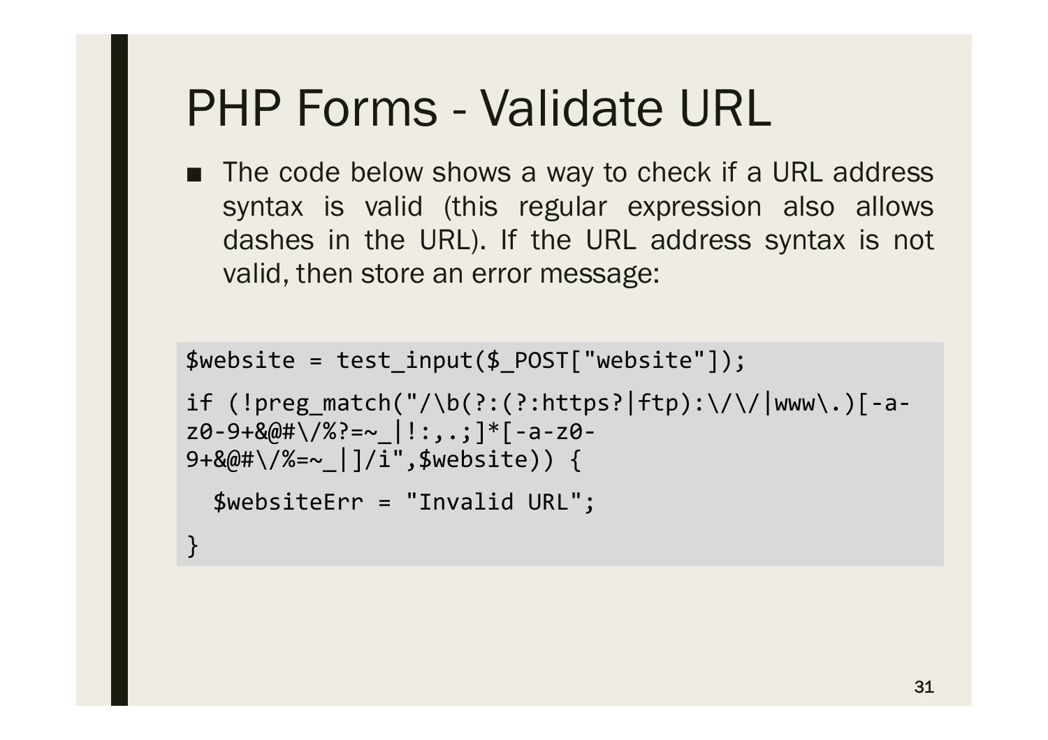# PHP Forms - Validate URL

- The code below shows a way to check if a URL address syntax is valid (this regular expression also allows dashes in the URL). If the URL address syntax is not valid, then store an error message:

```
$website = test_input($_POST["website"]);

if (!preg_match("/\b(?:(?:https?|ftp):\/\/|www\.)[-a-
z0-9+&@#\/%?=~_|!:,.;]*[-a-z0-
9+&@#\/%=~_|]/i",$website)) {

  $websiteErr = "Invalid URL";

}
```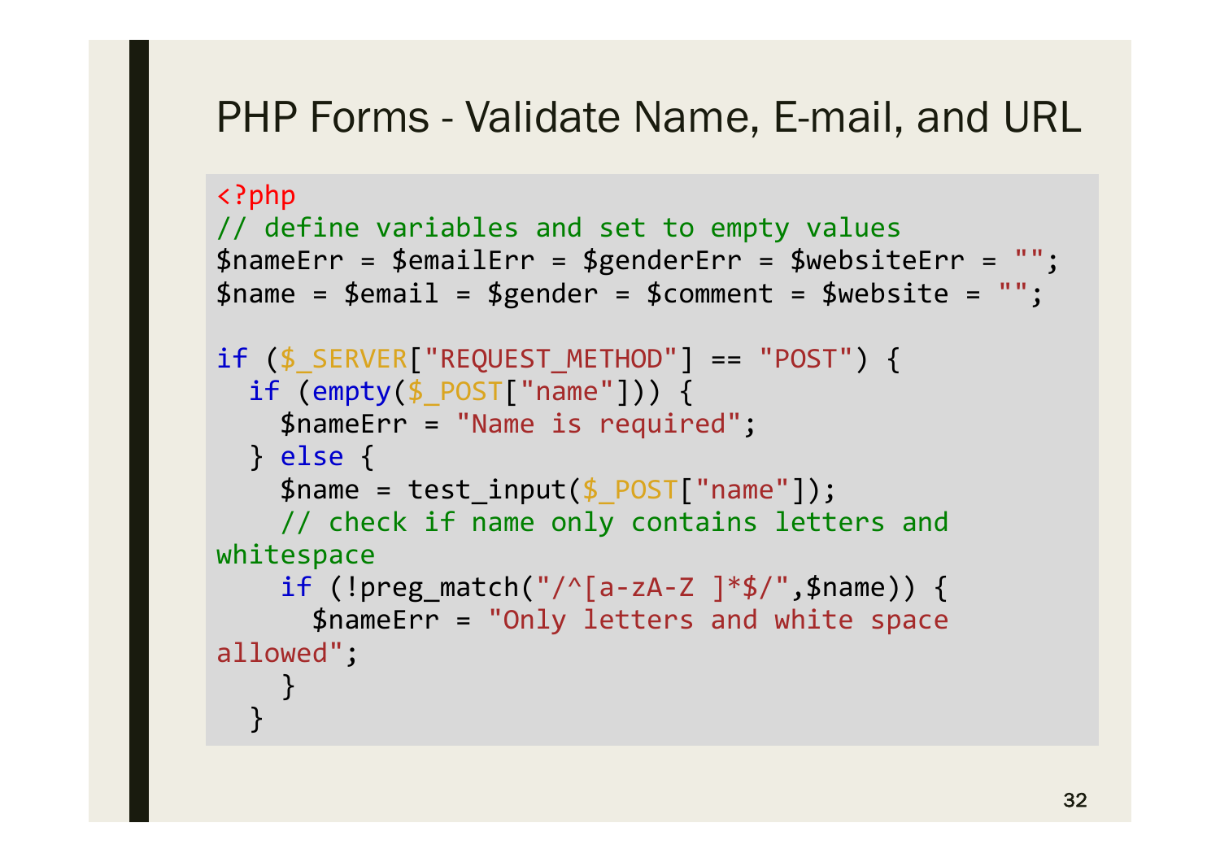# PHP Forms - Validate Name, E-mail, and URL

```
<?php
// define variables and set to empty values
$nameErr = $emailErr = $genderErr = $websiteErr = "";
$name = $email = $gender = $comment = $website = "";

if ($_SERVER["REQUEST_METHOD"] == "POST") {
  if (empty($_POST["name"])) {
    $nameErr = "Name is required";
  } else {
    $name = test_input($_POST["name"]);
    // check if name only contains letters and
whitespace
    if (!preg_match("/^[a-zA-Z ]*$/",$name)) {
      $nameErr = "Only letters and white space
allowed";
    }
  }
```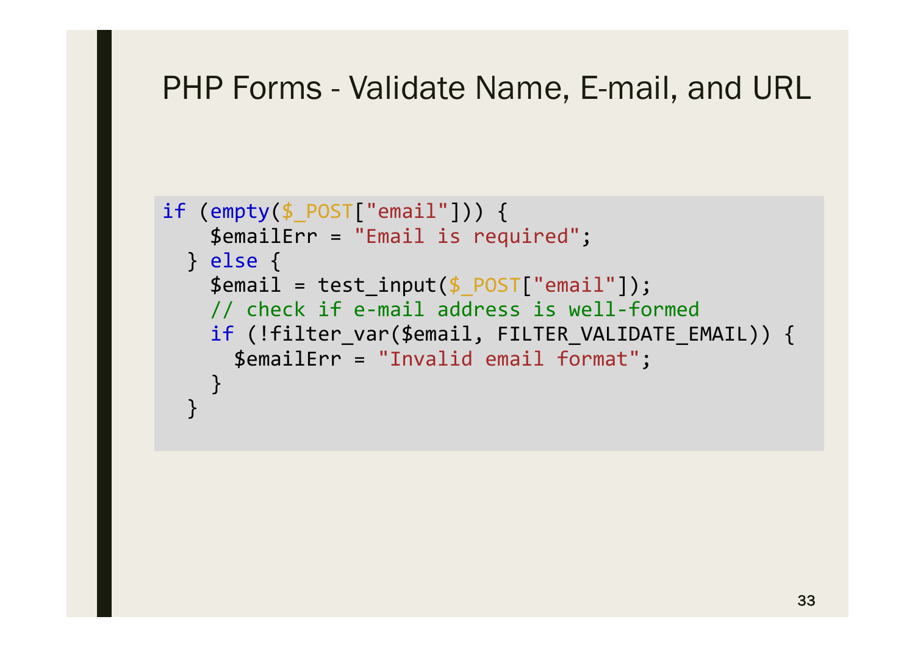# PHP Forms - Validate Name, E-mail, and URL

```
if (empty($_POST["email"])) {
    $emailErr = "Email is required";
  } else {
    $email = test_input($_POST["email"]);
    // check if e-mail address is well-formed
    if (!filter_var($email, FILTER_VALIDATE_EMAIL)) {
      $emailErr = "Invalid email format";
    }
  }
```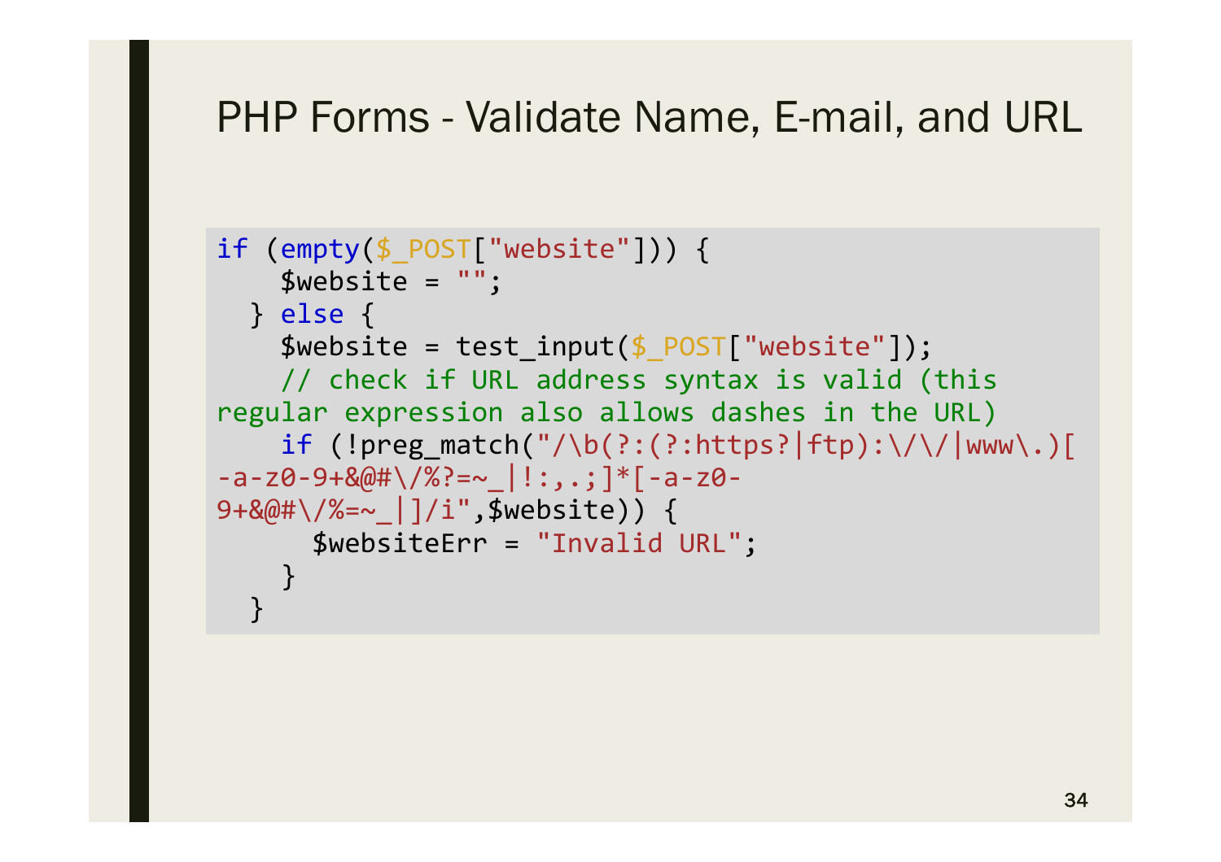# PHP Forms - Validate Name, E-mail, and URL

```
if (empty($_POST["website"])) {
    $website = "";
  } else {
    $website = test_input($_POST["website"]);
    // check if URL address syntax is valid (this regular expression also allows dashes in the URL)
    if (!preg_match("/\b(?:(?:https?|ftp):\/\/|www\.)[-a-z0-9+&@#\/%?=~_|!:,.;]*[-a-z0-9+&@#\/%=~_|]/i",$website)) {
      $websiteErr = "Invalid URL";
    }
  }
```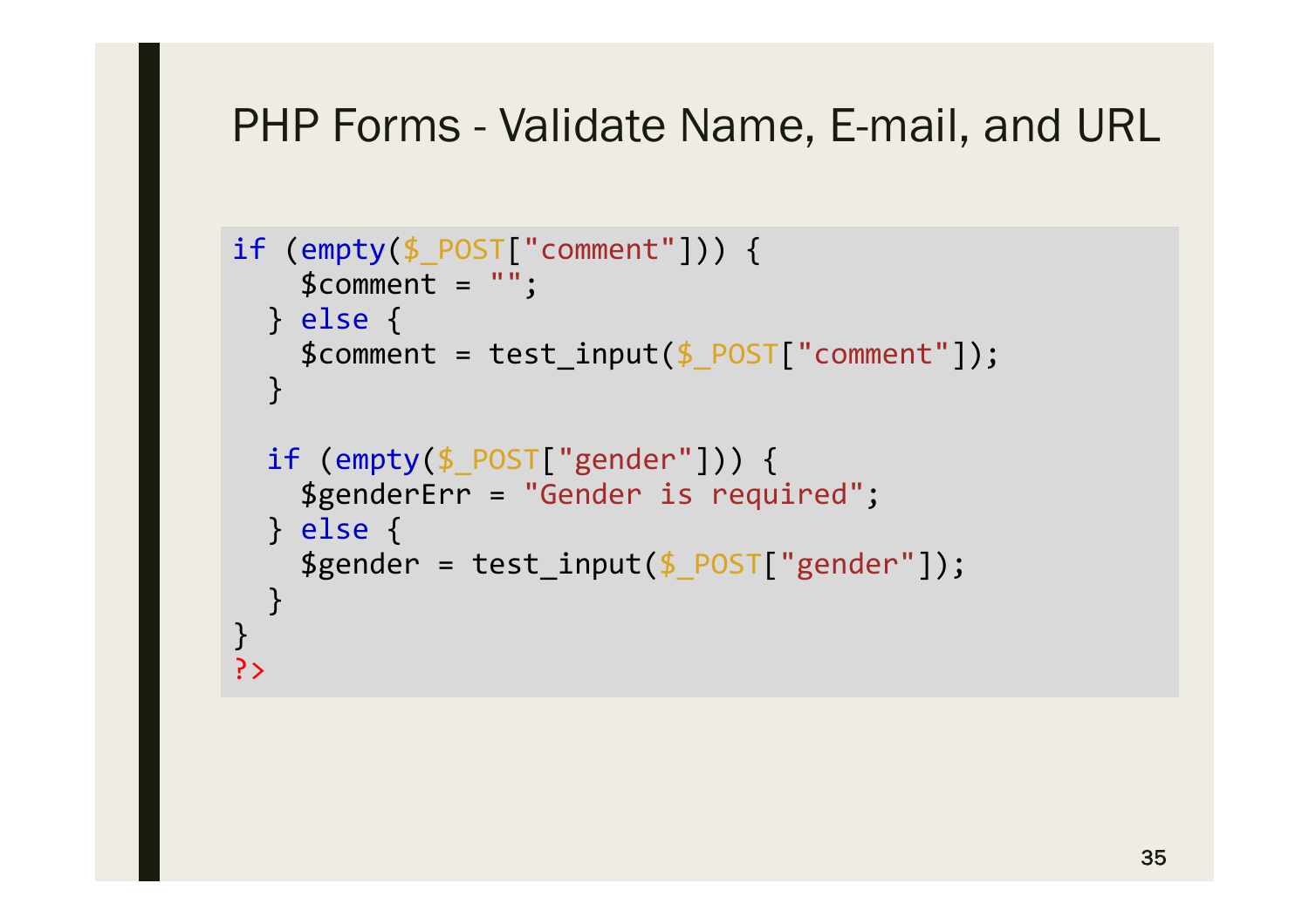# PHP Forms - Validate Name, E-mail, and URL

```
if (empty($_POST["comment"])) {
    $comment = "";
  } else {
    $comment = test_input($_POST["comment"]);
  }

  if (empty($_POST["gender"])) {
    $genderErr = "Gender is required";
  } else {
    $gender = test_input($_POST["gender"]);
  }
}
?>
```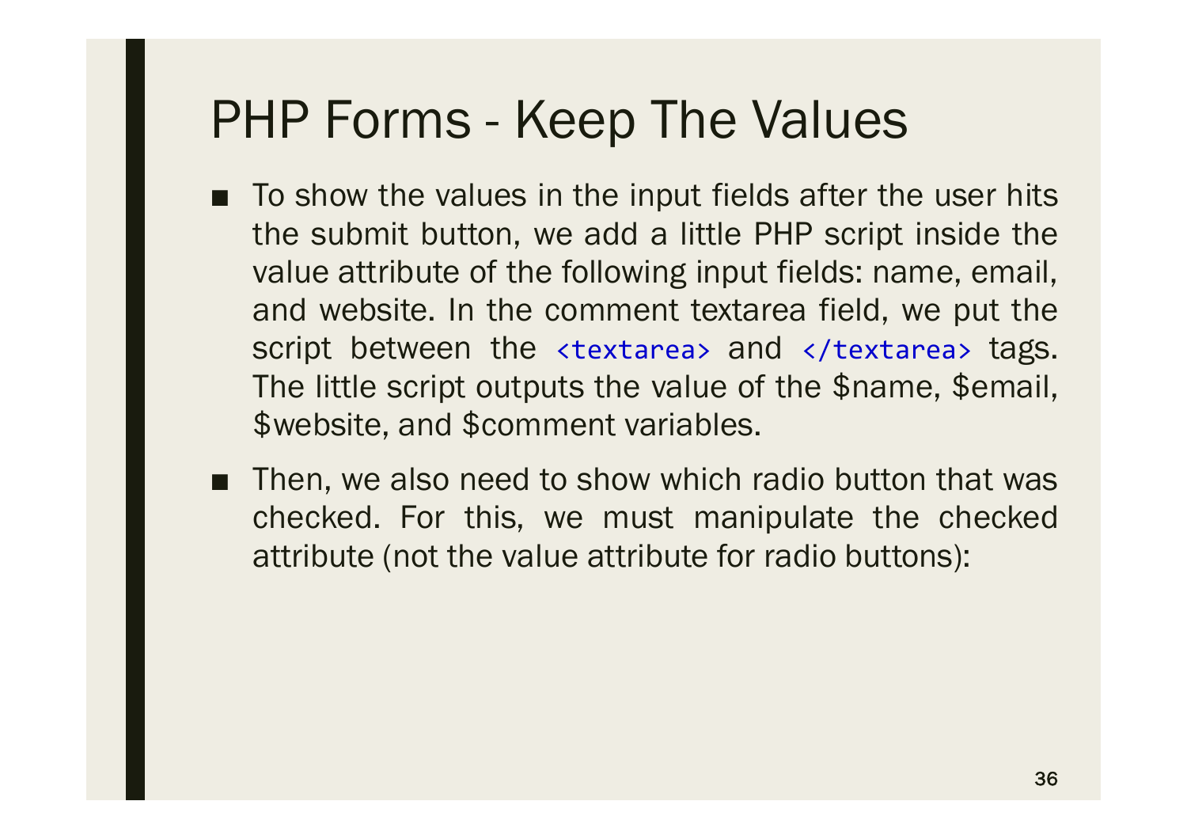# PHP Forms - Keep The Values

- To show the values in the input fields after the user hits the submit button, we add a little PHP script inside the value attribute of the following input fields: name, email, and website. In the comment textarea field, we put the script between the `<textarea>` and `</textarea>` tags. The little script outputs the value of the $name, $email, $website, and $comment variables.
- Then, we also need to show which radio button that was checked. For this, we must manipulate the checked attribute (not the value attribute for radio buttons):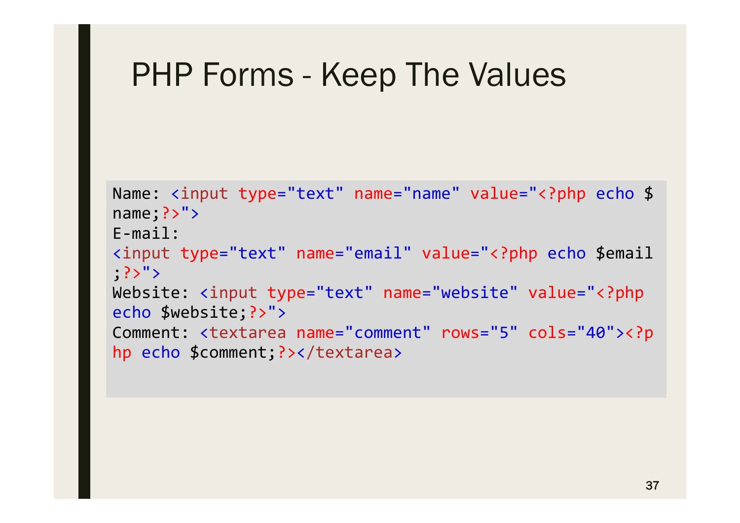# PHP Forms - Keep The Values

```
Name: <input type="text" name="name" value="<?php echo $
name;?>">
E-mail:
<input type="text" name="email" value="<?php echo $email
;?>">
Website: <input type="text" name="website" value="<?php
echo $website;?>">
Comment: <textarea name="comment" rows="5" cols="40"><?p
hp echo $comment;?></textarea>
```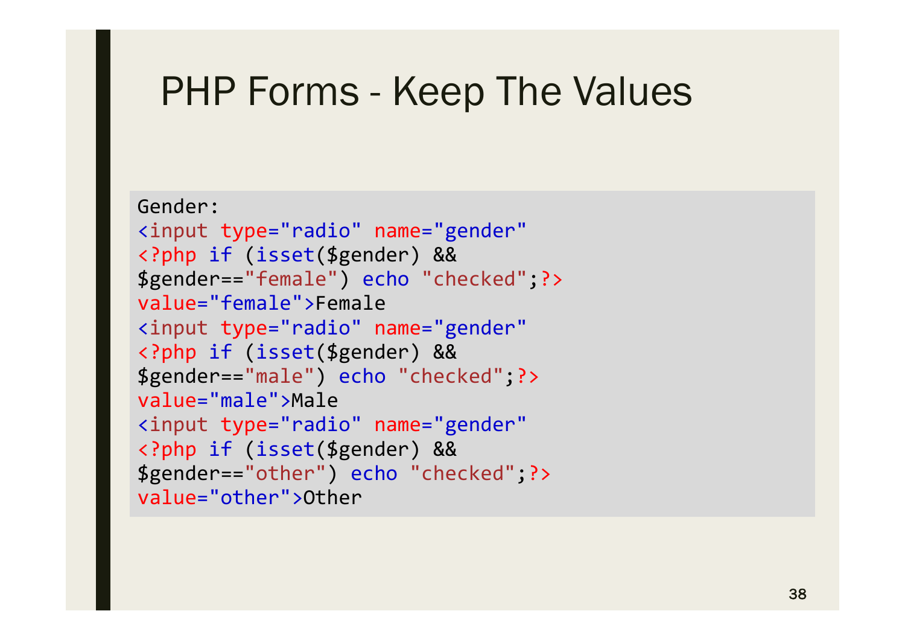# PHP Forms - Keep The Values

```
Gender:
<input type="radio" name="gender"
<?php if (isset($gender) &&
$gender=="female") echo "checked";?>
value="female">Female
<input type="radio" name="gender"
<?php if (isset($gender) &&
$gender=="male") echo "checked";?>
value="male">Male
<input type="radio" name="gender"
<?php if (isset($gender) &&
$gender=="other") echo "checked";?>
value="other">Other
```